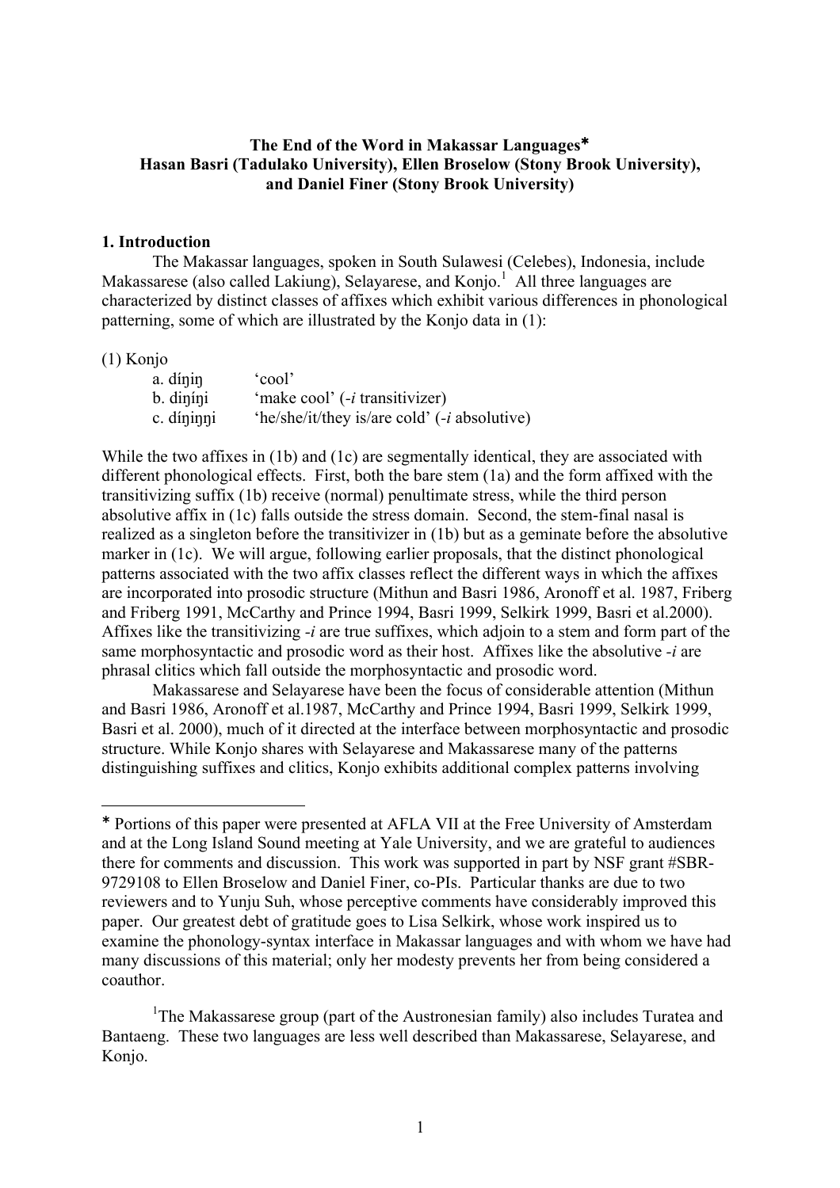# The End of the Word in Makassar Languages*

**Hasan Basri (Tadulako University), Ellen Broselow (Stony Brook University), and Daniel Finer (Stony Brook University)**

## 1. Introduction

The Makassar languages, spoken in South Sulawesi (Celebes), Indonesia, include Makassarese (also called Lakiung), Selayarese, and Konjo.[1] All three languages are characterized by distinct classes of affixes which exhibit various differences in phonological patterning, some of which are illustrated by the Konjo data in (1):

(1) Konjo

a. díŋiŋ 'cool'
b. diŋíŋi 'make cool' (*-i* transitivizer)
c. díŋiŋŋi 'he/she/it/they is/are cold' (*-i* absolutive)

While the two affixes in (1b) and (1c) are segmentally identical, they are associated with different phonological effects. First, both the bare stem (1a) and the form affixed with the transitivizing suffix (1b) receive (normal) penultimate stress, while the third person absolutive affix in (1c) falls outside the stress domain. Second, the stem-final nasal is realized as a singleton before the transitivizer in (1b) but as a geminate before the absolutive marker in (1c). We will argue, following earlier proposals, that the distinct phonological patterns associated with the two affix classes reflect the different ways in which the affixes are incorporated into prosodic structure (Mithun and Basri 1986, Aronoff et al. 1987, Friberg and Friberg 1991, McCarthy and Prince 1994, Basri 1999, Selkirk 1999, Basri et al.2000). Affixes like the transitivizing *-i* are true suffixes, which adjoin to a stem and form part of the same morphosyntactic and prosodic word as their host. Affixes like the absolutive *-i* are phrasal clitics which fall outside the morphosyntactic and prosodic word.

Makassarese and Selayarese have been the focus of considerable attention (Mithun and Basri 1986, Aronoff et al.1987, McCarthy and Prince 1994, Basri 1999, Selkirk 1999, Basri et al. 2000), much of it directed at the interface between morphosyntactic and prosodic structure. While Konjo shares with Selayarese and Makassarese many of the patterns distinguishing suffixes and clitics, Konjo exhibits additional complex patterns involving

---

* Portions of this paper were presented at AFLA VII at the Free University of Amsterdam and at the Long Island Sound meeting at Yale University, and we are grateful to audiences there for comments and discussion. This work was supported in part by NSF grant #SBR-9729108 to Ellen Broselow and Daniel Finer, co-PIs. Particular thanks are due to two reviewers and to Yunju Suh, whose perceptive comments have considerably improved this paper. Our greatest debt of gratitude goes to Lisa Selkirk, whose work inspired us to examine the phonology-syntax interface in Makassar languages and with whom we have had many discussions of this material; only her modesty prevents her from being considered a coauthor.

[1] The Makassarese group (part of the Austronesian family) also includes Turatea and Bantaeng. These two languages are less well described than Makassarese, Selayarese, and Konjo.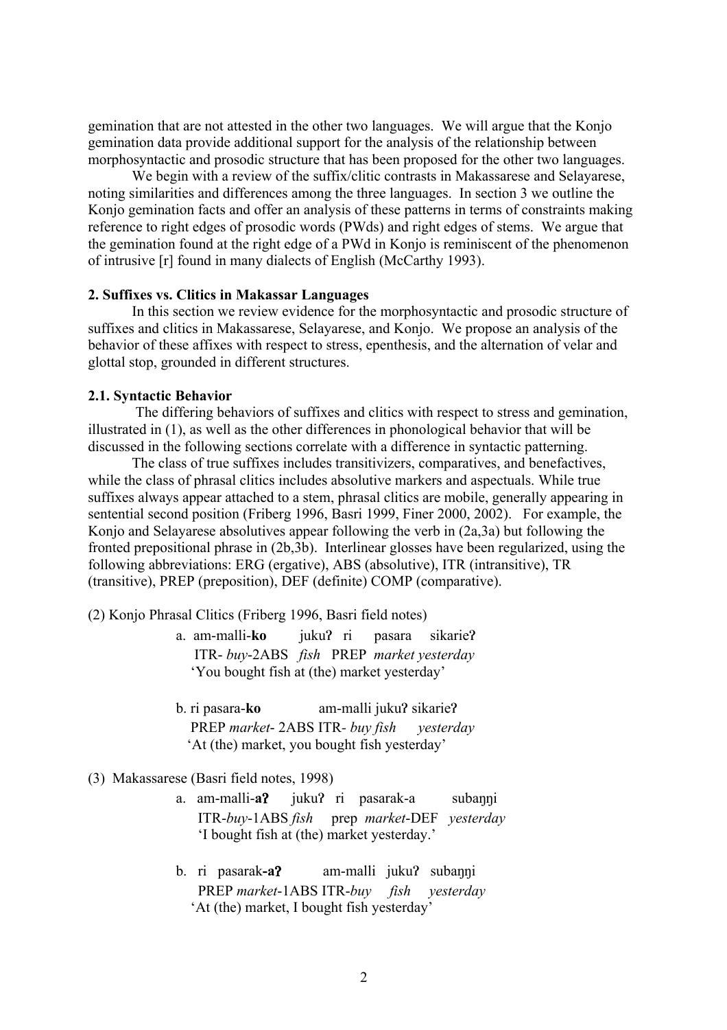gemination that are not attested in the other two languages. We will argue that the Konjo gemination data provide additional support for the analysis of the relationship between morphosyntactic and prosodic structure that has been proposed for the other two languages.

We begin with a review of the suffix/clitic contrasts in Makassarese and Selayarese, noting similarities and differences among the three languages. In section 3 we outline the Konjo gemination facts and offer an analysis of these patterns in terms of constraints making reference to right edges of prosodic words (PWds) and right edges of stems. We argue that the gemination found at the right edge of a PWd in Konjo is reminiscent of the phenomenon of intrusive [r] found in many dialects of English (McCarthy 1993).

### 2. Suffixes vs. Clitics in Makassar Languages

In this section we review evidence for the morphosyntactic and prosodic structure of suffixes and clitics in Makassarese, Selayarese, and Konjo. We propose an analysis of the behavior of these affixes with respect to stress, epenthesis, and the alternation of velar and glottal stop, grounded in different structures.

#### 2.1. Syntactic Behavior

The differing behaviors of suffixes and clitics with respect to stress and gemination, illustrated in (1), as well as the other differences in phonological behavior that will be discussed in the following sections correlate with a difference in syntactic patterning.

The class of true suffixes includes transitivizers, comparatives, and benefactives, while the class of phrasal clitics includes absolutive markers and aspectuals. While true suffixes always appear attached to a stem, phrasal clitics are mobile, generally appearing in sentential second position (Friberg 1996, Basri 1999, Finer 2000, 2002). For example, the Konjo and Selayarese absolutives appear following the verb in (2a,3a) but following the fronted prepositional phrase in (2b,3b). Interlinear glosses have been regularized, using the following abbreviations: ERG (ergative), ABS (absolutive), ITR (intransitive), TR (transitive), PREP (preposition), DEF (definite) COMP (comparative).

(2) Konjo Phrasal Clitics (Friberg 1996, Basri field notes)

a. am-malli-**ko** jukuʔ ri pasara sikarieʔ
ITR- *buy*-2ABS *fish* PREP *market yesterday*
'You bought fish at (the) market yesterday'

b. ri pasara-**ko** am-malli jukuʔ sikarieʔ
PREP *market*- 2ABS ITR- *buy fish yesterday*
'At (the) market, you bought fish yesterday'

(3) Makassarese (Basri field notes, 1998)

a. am-malli-**aʔ** jukuʔ ri pasarak-a subaŋŋi
ITR-*buy*-1ABS *fish* prep *market*-DEF *yesterday*
'I bought fish at (the) market yesterday.'

b. ri pasarak-**aʔ** am-malli jukuʔ subaŋŋi
PREP *market*-1ABS ITR-*buy* *fish* *yesterday*
'At (the) market, I bought fish yesterday'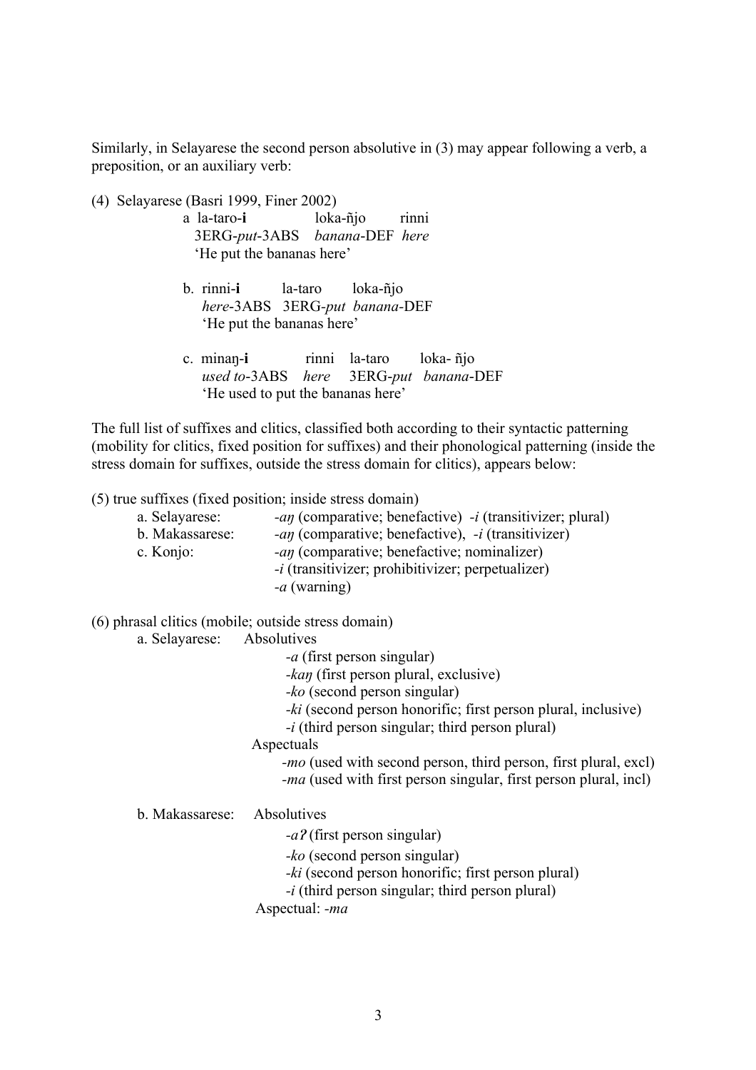Similarly, in Selayarese the second person absolutive in (3) may appear following a verb, a preposition, or an auxiliary verb:

(4) Selayarese (Basri 1999, Finer 2002)

a. la-taro-**i** loka-ñjo rinni  
3ERG-*put*-3ABS *banana*-DEF *here*  
'He put the bananas here'

b. rinni-**i** la-taro loka-ñjo  
*here*-3ABS 3ERG-*put* *banana*-DEF  
'He put the bananas here'

c. minaŋ-**i** rinni la-taro loka- ñjo  
*used to*-3ABS *here* 3ERG-*put* *banana*-DEF  
'He used to put the bananas here'

The full list of suffixes and clitics, classified both according to their syntactic patterning (mobility for clitics, fixed position for suffixes) and their phonological patterning (inside the stress domain for suffixes, outside the stress domain for clitics), appears below:

(5) true suffixes (fixed position; inside stress domain)

a. Selayarese: *-aŋ* (comparative; benefactive) *-i* (transitivizer; plural)  
b. Makassarese: *-aŋ* (comparative; benefactive), *-i* (transitivizer)  
c. Konjo: *-aŋ* (comparative; benefactive; nominalizer)  
*-i* (transitivizer; prohibitivizer; perpetualizer)  
*-a* (warning)

(6) phrasal clitics (mobile; outside stress domain)

a. Selayarese: Absolutives  
*-a* (first person singular)  
*-kaŋ* (first person plural, exclusive)  
*-ko* (second person singular)  
*-ki* (second person honorific; first person plural, inclusive)  
*-i* (third person singular; third person plural)  
Aspectuals  
*-mo* (used with second person, third person, first plural, excl)  
*-ma* (used with first person singular, first person plural, incl)

b. Makassarese: Absolutives  
*-aʔ* (first person singular)  
*-ko* (second person singular)  
*-ki* (second person honorific; first person plural)  
*-i* (third person singular; third person plural)  
Aspectual: *-ma*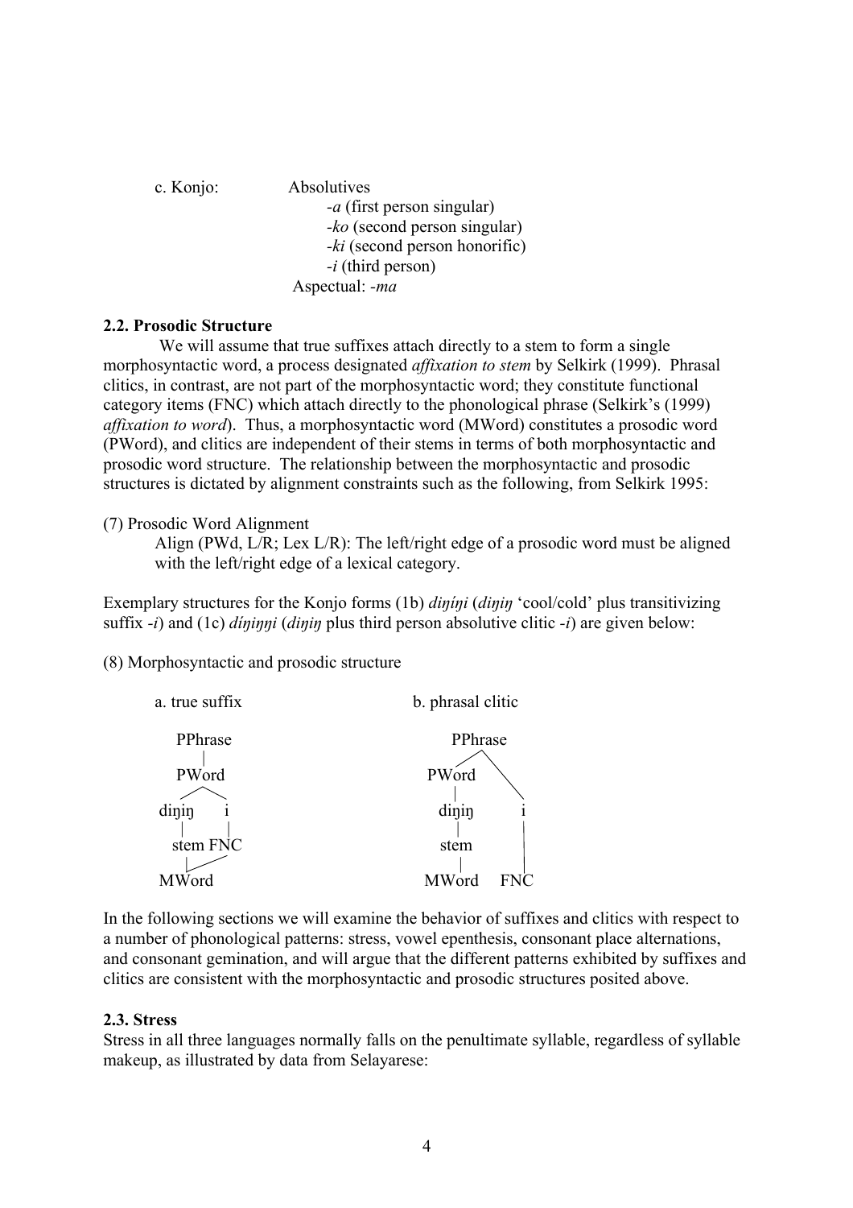c. Konjo: Absolutives

- *-a* (first person singular)
- *-ko* (second person singular)
- *-ki* (second person honorific)
- *-i* (third person)

Aspectual: *-ma*

### 2.2. Prosodic Structure

We will assume that true suffixes attach directly to a stem to form a single morphosyntactic word, a process designated *affixation to stem* by Selkirk (1999). Phrasal clitics, in contrast, are not part of the morphosyntactic word; they constitute functional category items (FNC) which attach directly to the phonological phrase (Selkirk's (1999) *affixation to word*). Thus, a morphosyntactic word (MWord) constitutes a prosodic word (PWord), and clitics are independent of their stems in terms of both morphosyntactic and prosodic word structure. The relationship between the morphosyntactic and prosodic structures is dictated by alignment constraints such as the following, from Selkirk 1995:

(7) Prosodic Word Alignment

Align (PWd, L/R; Lex L/R): The left/right edge of a prosodic word must be aligned with the left/right edge of a lexical category.

Exemplary structures for the Konjo forms (1b) *diŋíŋi* (*diŋiŋ* 'cool/cold' plus transitivizing suffix *-i*) and (1c) *díŋiŋŋi* (*diŋiŋ* plus third person absolutive clitic *-i*) are given below:

(8) Morphosyntactic and prosodic structure

```
a. true suffix              b. phrasal clitic

   PPhrase                      PPhrase
      |                        /       \
   PWord                    PWord       \
   /    \                     |          \
 diŋiŋ   i                  diŋiŋ         i
   |     |                    |           |
  stem  FNC                  stem         |
    \   /                     |           |
   MWord                    MWord        FNC
```

In the following sections we will examine the behavior of suffixes and clitics with respect to a number of phonological patterns: stress, vowel epenthesis, consonant place alternations, and consonant gemination, and will argue that the different patterns exhibited by suffixes and clitics are consistent with the morphosyntactic and prosodic structures posited above.

### 2.3. Stress

Stress in all three languages normally falls on the penultimate syllable, regardless of syllable makeup, as illustrated by data from Selayarese: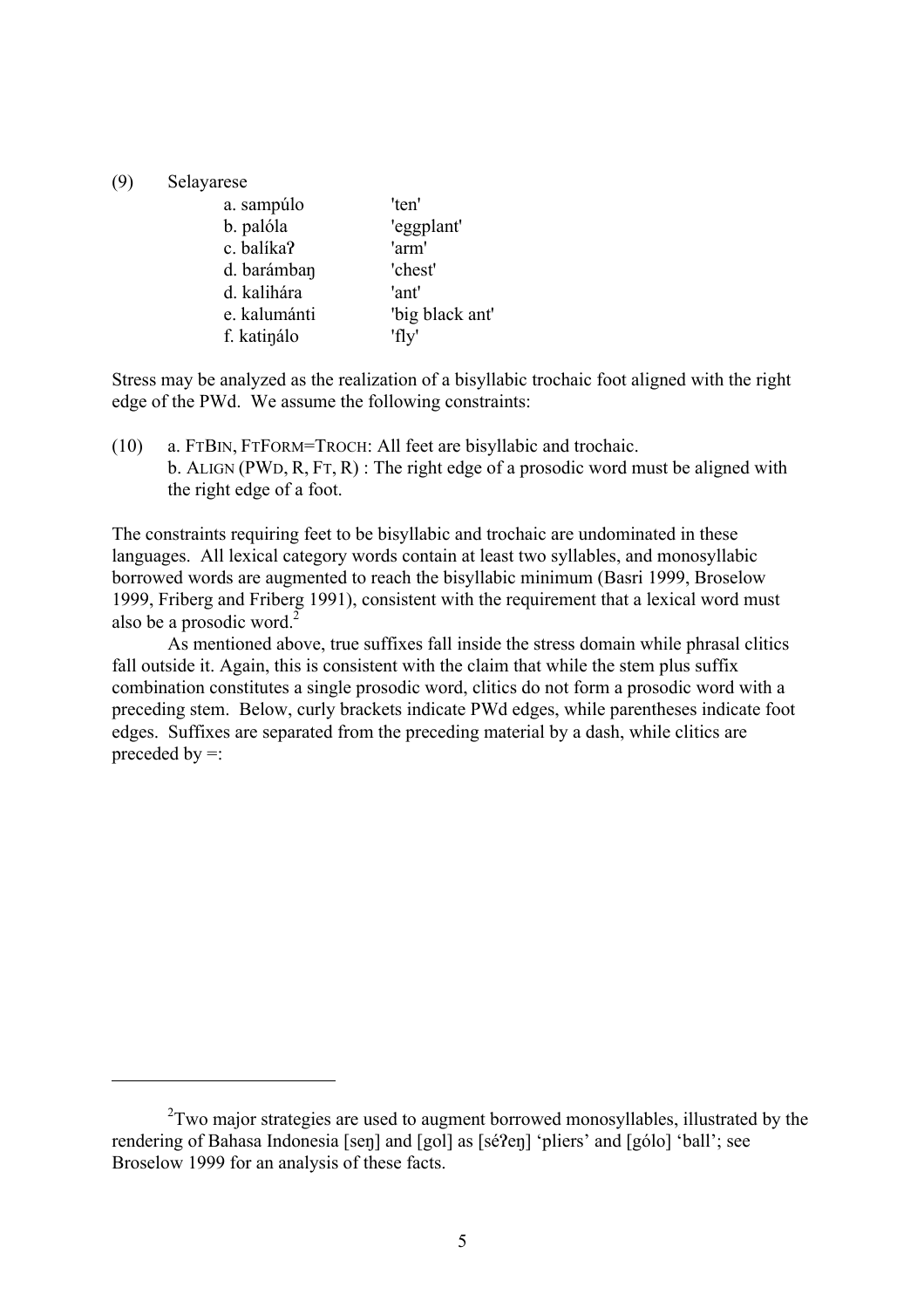(9) Selayarese

| | |
|---|---|
| a. sampúlo | 'ten' |
| b. palóla | 'eggplant' |
| c. balíkaʔ | 'arm' |
| d. barámbaŋ | 'chest' |
| d. kalihára | 'ant' |
| e. kalumánti | 'big black ant' |
| f. katiŋálo | 'fly' |

Stress may be analyzed as the realization of a bisyllabic trochaic foot aligned with the right edge of the PWd. We assume the following constraints:

(10) a. FTBIN, FTFORM=TROCH: All feet are bisyllabic and trochaic.
b. ALIGN (PWD, R, FT, R) : The right edge of a prosodic word must be aligned with the right edge of a foot.

The constraints requiring feet to be bisyllabic and trochaic are undominated in these languages. All lexical category words contain at least two syllables, and monosyllabic borrowed words are augmented to reach the bisyllabic minimum (Basri 1999, Broselow 1999, Friberg and Friberg 1991), consistent with the requirement that a lexical word must also be a prosodic word.[2]

As mentioned above, true suffixes fall inside the stress domain while phrasal clitics fall outside it. Again, this is consistent with the claim that while the stem plus suffix combination constitutes a single prosodic word, clitics do not form a prosodic word with a preceding stem. Below, curly brackets indicate PWd edges, while parentheses indicate foot edges. Suffixes are separated from the preceding material by a dash, while clitics are preceded by =:

---

[2] Two major strategies are used to augment borrowed monosyllables, illustrated by the rendering of Bahasa Indonesia [seŋ] and [gol] as [séʔeŋ] 'pliers' and [gólo] 'ball'; see Broselow 1999 for an analysis of these facts.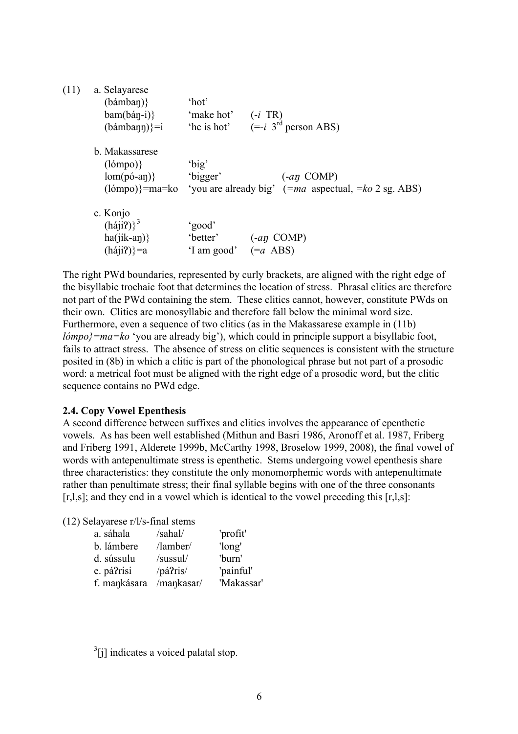(11) a. Selayarese

| | | |
|---|---|---|
| (bámbaŋ)} | 'hot' | |
| bam(báŋ-i)} | 'make hot' | (*-i* TR) |
| (bámbaŋŋ)}=i | 'he is hot' | (*=-i* 3rd person ABS) |

b. Makassarese

| | | |
|---|---|---|
| (lómpo)} | 'big' | |
| lom(pó-aŋ)} | 'bigger' | (*-aŋ* COMP) |
| (lómpo)}=ma=ko | 'you are already big' | (*=ma* aspectual, *=ko* 2 sg. ABS) |

c. Konjo

| | | |
|---|---|---|
| (hájiʔ)}[3] | 'good' | |
| ha(jík-aŋ)} | 'better' | (*-aŋ* COMP) |
| (hájiʔ)}=a | 'I am good' | (*=a* ABS) |

The right PWd boundaries, represented by curly brackets, are aligned with the right edge of the bisyllabic trochaic foot that determines the location of stress. Phrasal clitics are therefore not part of the PWd containing the stem. These clitics cannot, however, constitute PWds on their own. Clitics are monosyllabic and therefore fall below the minimal word size. Furthermore, even a sequence of two clitics (as in the Makassarese example in (11b) *lómpo}=ma=ko* 'you are already big'), which could in principle support a bisyllabic foot, fails to attract stress. The absence of stress on clitic sequences is consistent with the structure posited in (8b) in which a clitic is part of the phonological phrase but not part of a prosodic word: a metrical foot must be aligned with the right edge of a prosodic word, but the clitic sequence contains no PWd edge.

### 2.4. Copy Vowel Epenthesis

A second difference between suffixes and clitics involves the appearance of epenthetic vowels. As has been well established (Mithun and Basri 1986, Aronoff et al. 1987, Friberg and Friberg 1991, Alderete 1999b, McCarthy 1998, Broselow 1999, 2008), the final vowel of words with antepenultimate stress is epenthetic. Stems undergoing vowel epenthesis share three characteristics: they constitute the only monomorphemic words with antepenultimate rather than penultimate stress; their final syllable begins with one of the three consonants [r,l,s]; and they end in a vowel which is identical to the vowel preceding this [r,l,s]:

(12) Selayarese r/l/s-final stems

| | | |
|---|---|---|
| a. sáhala | /sahal/ | 'profit' |
| b. lámbere | /lamber/ | 'long' |
| d. sússulu | /sussul/ | 'burn' |
| e. páʔrisi | /páʔris/ | 'painful' |
| f. maŋkásara | /maŋkasar/ | 'Makassar' |

---

[3] [j] indicates a voiced palatal stop.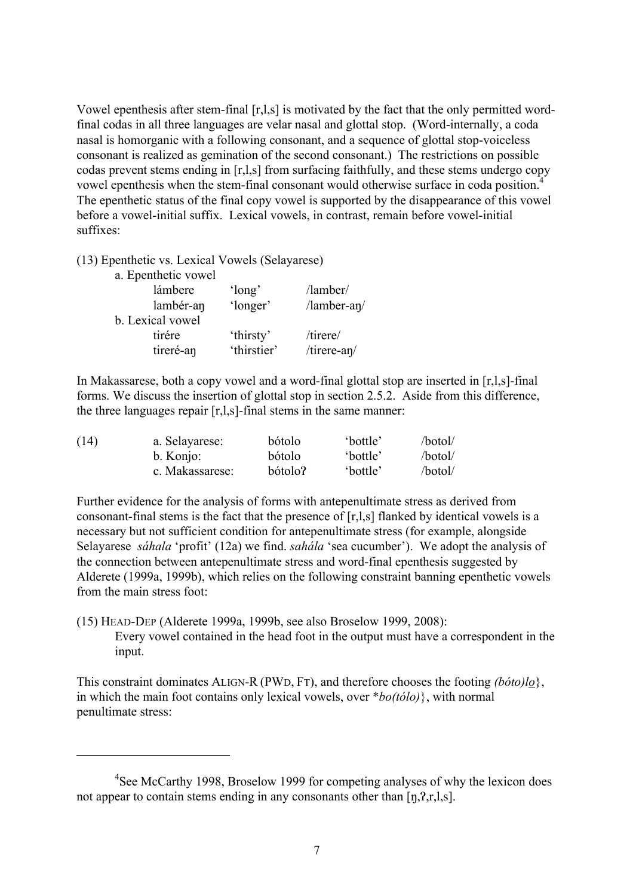Vowel epenthesis after stem-final [r,l,s] is motivated by the fact that the only permitted word-final codas in all three languages are velar nasal and glottal stop. (Word-internally, a coda nasal is homorganic with a following consonant, and a sequence of glottal stop-voiceless consonant is realized as gemination of the second consonant.) The restrictions on possible codas prevent stems ending in [r,l,s] from surfacing faithfully, and these stems undergo copy vowel epenthesis when the stem-final consonant would otherwise surface in coda position.[4] The epenthetic status of the final copy vowel is supported by the disappearance of this vowel before a vowel-initial suffix. Lexical vowels, in contrast, remain before vowel-initial suffixes:

(13) Epenthetic vs. Lexical Vowels (Selayarese)

a. Epenthetic vowel

| | | |
|---|---|---|
| lámbere | 'long' | /lamber/ |
| lambér-aŋ | 'longer' | /lamber-aŋ/ |

b. Lexical vowel

| | | |
|---|---|---|
| tirére | 'thirsty' | /tirere/ |
| tireré-aŋ | 'thirstier' | /tirere-aŋ/ |

In Makassarese, both a copy vowel and a word-final glottal stop are inserted in [r,l,s]-final forms. We discuss the insertion of glottal stop in section 2.5.2. Aside from this difference, the three languages repair [r,l,s]-final stems in the same manner:

| (14) | | | | |
|---|---|---|---|---|
| | a. Selayarese: | bótolo | 'bottle' | /botol/ |
| | b. Konjo: | bótolo | 'bottle' | /botol/ |
| | c. Makassarese: | bótoloʔ | 'bottle' | /botol/ |

Further evidence for the analysis of forms with antepenultimate stress as derived from consonant-final stems is the fact that the presence of [r,l,s] flanked by identical vowels is a necessary but not sufficient condition for antepenultimate stress (for example, alongside Selayarese *sáhala* 'profit' (12a) we find. *sahála* 'sea cucumber'). We adopt the analysis of the connection between antepenultimate stress and word-final epenthesis suggested by Alderete (1999a, 1999b), which relies on the following constraint banning epenthetic vowels from the main stress foot:

(15) HEAD-DEP (Alderete 1999a, 1999b, see also Broselow 1999, 2008):
Every vowel contained in the head foot in the output must have a correspondent in the input.

This constraint dominates ALIGN-R (PWD, FT), and therefore chooses the footing *(bóto)l<u>o</u>*}, in which the main foot contains only lexical vowels, over \**bo(tólo)*}, with normal penultimate stress:

---

[4] See McCarthy 1998, Broselow 1999 for competing analyses of why the lexicon does not appear to contain stems ending in any consonants other than [ŋ,ʔ,r,l,s].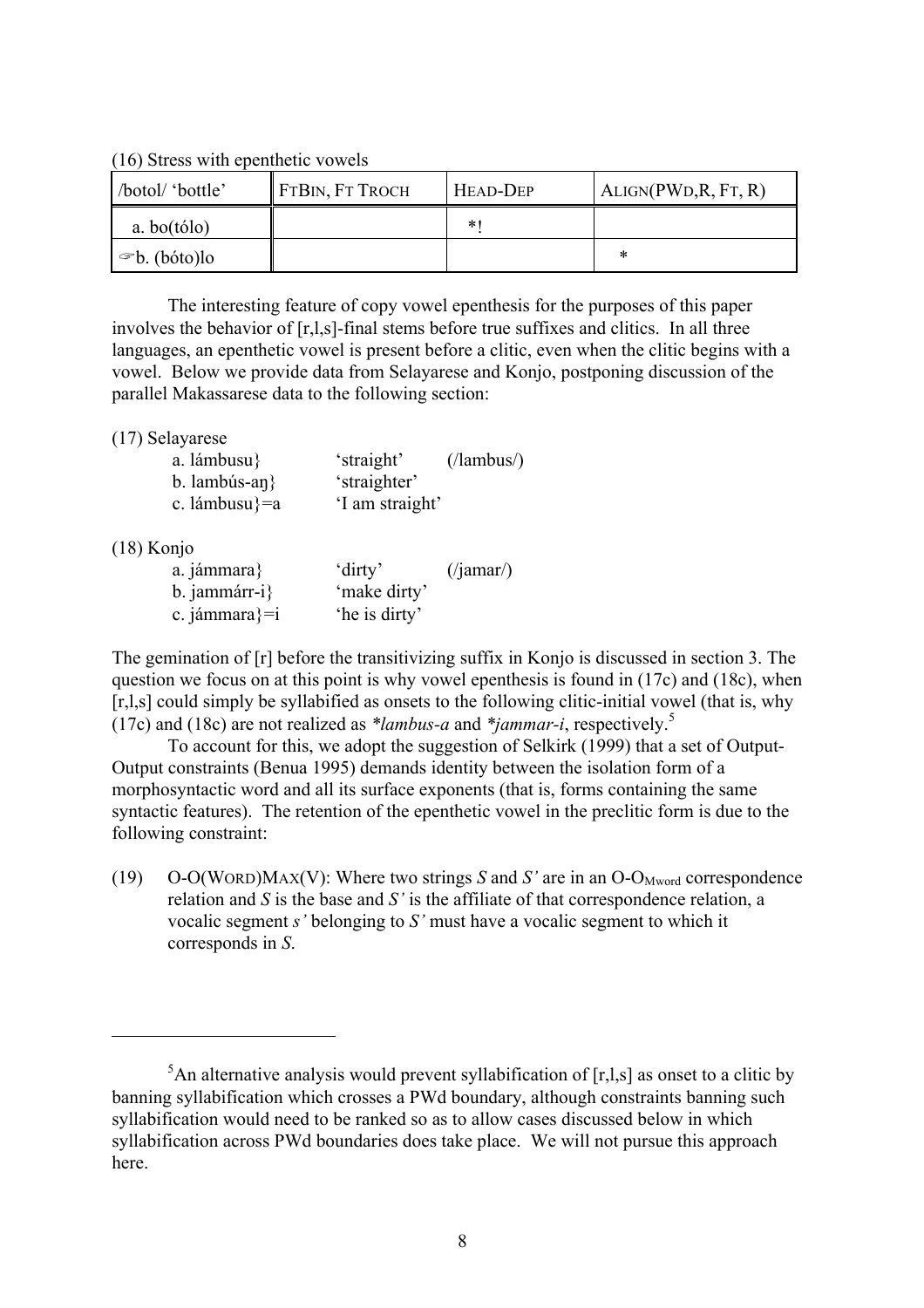(16) Stress with epenthetic vowels

| /botol/ 'bottle' | FTBIN, FT TROCH | HEAD-DEP | ALIGN(PWD,R, FT, R) |
|---|---|---|---|
| a. bo(tólo) | | *! | |
| ☞b. (bóto)lo | | | * |

The interesting feature of copy vowel epenthesis for the purposes of this paper involves the behavior of [r,l,s]-final stems before true suffixes and clitics. In all three languages, an epenthetic vowel is present before a clitic, even when the clitic begins with a vowel. Below we provide data from Selayarese and Konjo, postponing discussion of the parallel Makassarese data to the following section:

(17) Selayarese

a. lámbusu}  'straight'  (/lambus/)
b. lambús-aŋ}  'straighter'
c. lámbusu}=a  'I am straight'

(18) Konjo

a. jámmara}  'dirty'  (/jamar/)
b. jammárr-i}  'make dirty'
c. jámmara}=i  'he is dirty'

The gemination of [r] before the transitivizing suffix in Konjo is discussed in section 3. The question we focus on at this point is why vowel epenthesis is found in (17c) and (18c), when [r,l,s] could simply be syllabified as onsets to the following clitic-initial vowel (that is, why (17c) and (18c) are not realized as *\*lambus-a* and *\*jammar-i*, respectively.[5]

To account for this, we adopt the suggestion of Selkirk (1999) that a set of Output-Output constraints (Benua 1995) demands identity between the isolation form of a morphosyntactic word and all its surface exponents (that is, forms containing the same syntactic features). The retention of the epenthetic vowel in the preclitic form is due to the following constraint:

(19) O-O(WORD)MAX(V): Where two strings *S* and *S'* are in an O-O$_{\text{Mword}}$ correspondence relation and *S* is the base and *S'* is the affiliate of that correspondence relation, a vocalic segment *s'* belonging to *S'* must have a vocalic segment to which it corresponds in *S*.

[5] An alternative analysis would prevent syllabification of [r,l,s] as onset to a clitic by banning syllabification which crosses a PWd boundary, although constraints banning such syllabification would need to be ranked so as to allow cases discussed below in which syllabification across PWd boundaries does take place. We will not pursue this approach here.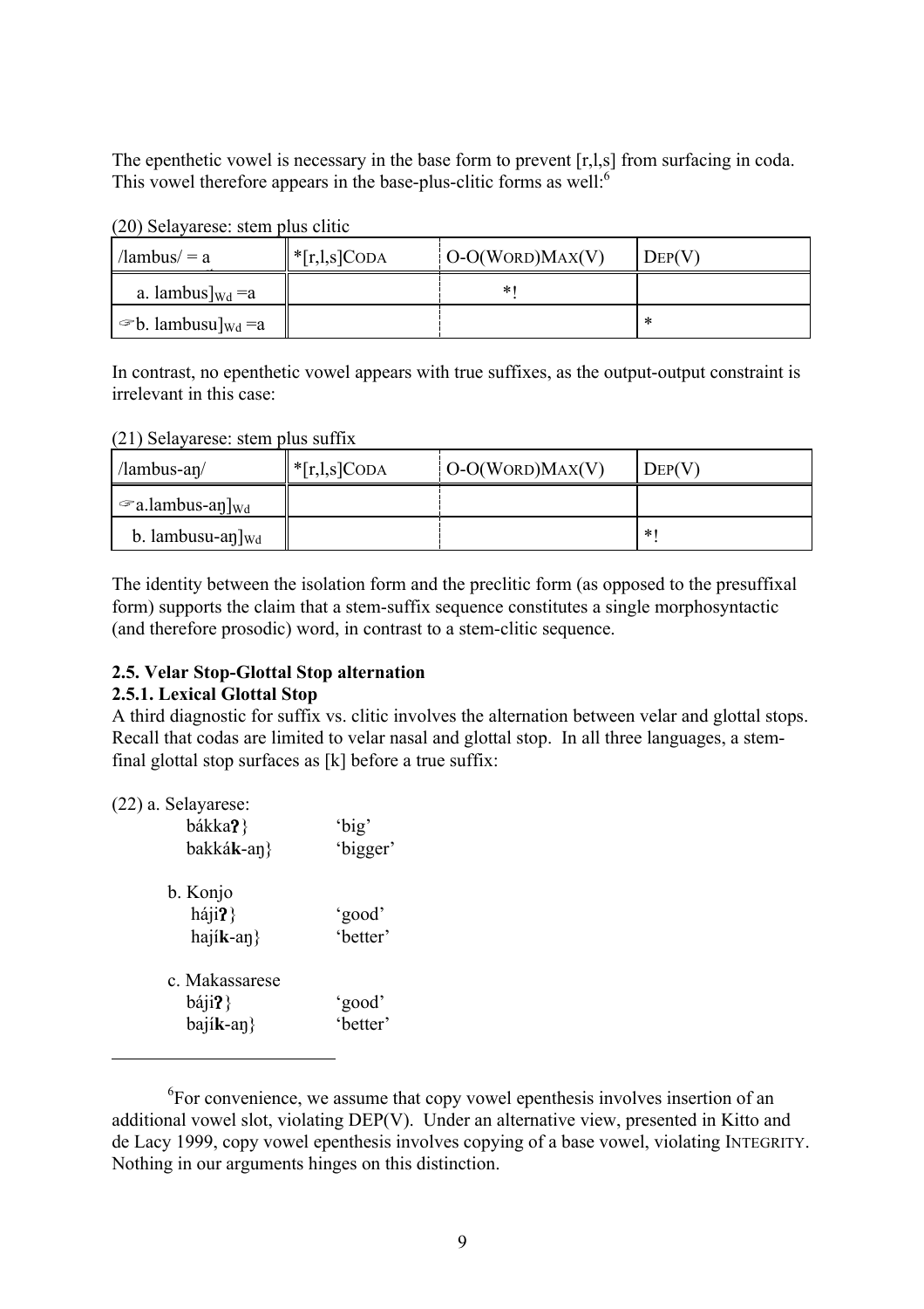The epenthetic vowel is necessary in the base form to prevent [r,l,s] from surfacing in coda. This vowel therefore appears in the base-plus-clitic forms as well:[6]

(20) Selayarese: stem plus clitic

| /lambus/ = a | *[r,l,s]CODA | O-O(WORD)MAX(V) | DEP(V) |
|---|---|---|---|
| a. lambus]$_{Wd}$ =a | | *! | |
| ☞b. lambusu]$_{Wd}$ =a | | | * |

In contrast, no epenthetic vowel appears with true suffixes, as the output-output constraint is irrelevant in this case:

(21) Selayarese: stem plus suffix

| /lambus-aŋ/ | *[r,l,s]CODA | O-O(WORD)MAX(V) | DEP(V) |
|---|---|---|---|
| ☞a.lambus-aŋ]$_{Wd}$ | | | |
| b. lambusu-aŋ]$_{Wd}$ | | | *! |

The identity between the isolation form and the preclitic form (as opposed to the presuffixal form) supports the claim that a stem-suffix sequence constitutes a single morphosyntactic (and therefore prosodic) word, in contrast to a stem-clitic sequence.

## 2.5. Velar Stop-Glottal Stop alternation

### 2.5.1. Lexical Glottal Stop

A third diagnostic for suffix vs. clitic involves the alternation between velar and glottal stops. Recall that codas are limited to velar nasal and glottal stop. In all three languages, a stem-final glottal stop surfaces as [k] before a true suffix:

(22) a. Selayarese:

bákka**ʔ**} 'big'
bakká**k**-aŋ} 'bigger'

b. Konjo

háji**ʔ**} 'good'
hají**k**-aŋ} 'better'

c. Makassarese

báji**ʔ**} 'good'
bají**k**-aŋ} 'better'

---

[6]For convenience, we assume that copy vowel epenthesis involves insertion of an additional vowel slot, violating DEP(V). Under an alternative view, presented in Kitto and de Lacy 1999, copy vowel epenthesis involves copying of a base vowel, violating INTEGRITY. Nothing in our arguments hinges on this distinction.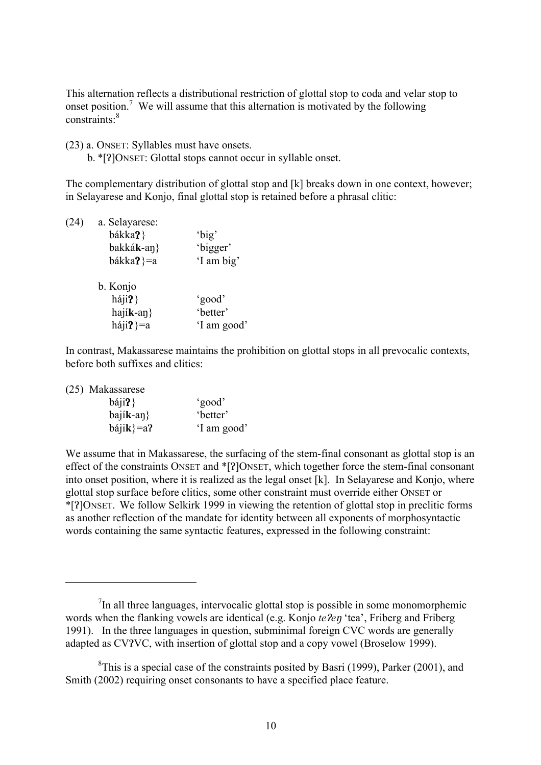This alternation reflects a distributional restriction of glottal stop to coda and velar stop to onset position.[7] We will assume that this alternation is motivated by the following constraints:[8]

(23) a. ONSET: Syllables must have onsets.
     b. *[ʔ]ONSET: Glottal stops cannot occur in syllable onset.

The complementary distribution of glottal stop and [k] breaks down in one context, however; in Selayarese and Konjo, final glottal stop is retained before a phrasal clitic:

(24) a. Selayarese:

| | |
|---|---|
| bákka**ʔ**} | 'big' |
| bakká**k**-aŋ} | 'bigger' |
| bákka**ʔ**}=a | 'I am big' |

b. Konjo

| | |
|---|---|
| háji**ʔ**} | 'good' |
| hají**k**-aŋ} | 'better' |
| háji**ʔ**}=a | 'I am good' |

In contrast, Makassarese maintains the prohibition on glottal stops in all prevocalic contexts, before both suffixes and clitics:

(25) Makassarese

| | |
|---|---|
| báji**ʔ**} | 'good' |
| bají**k**-aŋ} | 'better' |
| báji**k**}=aʔ | 'I am good' |

We assume that in Makassarese, the surfacing of the stem-final consonant as glottal stop is an effect of the constraints ONSET and *[ʔ]ONSET, which together force the stem-final consonant into onset position, where it is realized as the legal onset [k]. In Selayarese and Konjo, where glottal stop surface before clitics, some other constraint must override either ONSET or *[ʔ]ONSET. We follow Selkirk 1999 in viewing the retention of glottal stop in preclitic forms as another reflection of the mandate for identity between all exponents of morphosyntactic words containing the same syntactic features, expressed in the following constraint:

---

[7] In all three languages, intervocalic glottal stop is possible in some monomorphemic words when the flanking vowels are identical (e.g. Konjo *teʔeŋ* 'tea', Friberg and Friberg 1991). In the three languages in question, subminimal foreign CVC words are generally adapted as CVʔVC, with insertion of glottal stop and a copy vowel (Broselow 1999).

[8] This is a special case of the constraints posited by Basri (1999), Parker (2001), and Smith (2002) requiring onset consonants to have a specified place feature.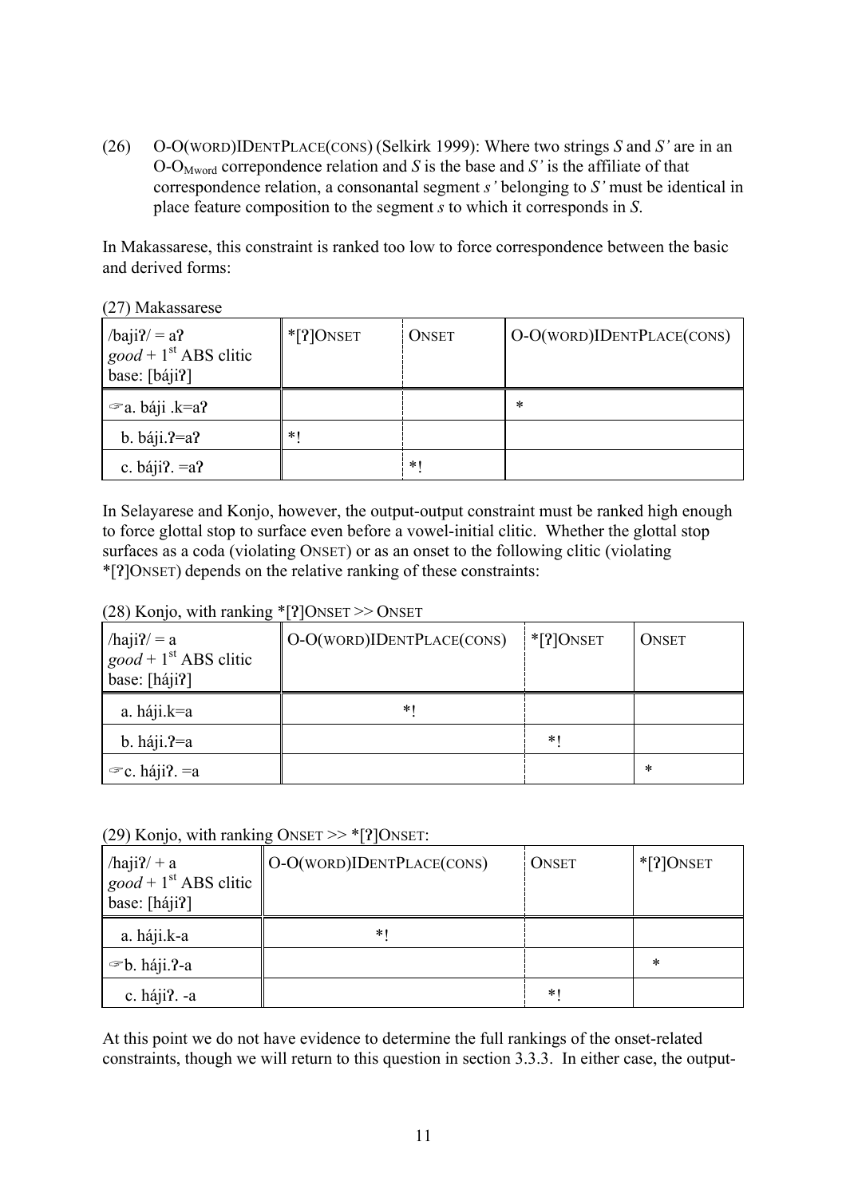(26) O-O(WORD)IDENTPLACE(CONS) (Selkirk 1999): Where two strings *S* and *S'* are in an O-$O_{Mword}$ correpondence relation and *S* is the base and *S'* is the affiliate of that correspondence relation, a consonantal segment *s'* belonging to *S'* must be identical in place feature composition to the segment *s* to which it corresponds in *S*.

In Makassarese, this constraint is ranked too low to force correspondence between the basic and derived forms:

(27) Makassarese

| /bajiʔ/ = aʔ<br>*good* + 1[st] ABS clitic<br>base: [bájiʔ] | *[ʔ]ONSET | ONSET | O-O(WORD)IDENTPLACE(CONS) |
|---|---|---|---|
| ☞a. báji .k=aʔ | | | * |
| b. báji.ʔ=aʔ | *! | | |
| c. bájiʔ. =aʔ | | *! | |

In Selayarese and Konjo, however, the output-output constraint must be ranked high enough to force glottal stop to surface even before a vowel-initial clitic. Whether the glottal stop surfaces as a coda (violating ONSET) or as an onset to the following clitic (violating *[ʔ]ONSET) depends on the relative ranking of these constraints:

(28) Konjo, with ranking *[ʔ]ONSET >> ONSET

| /hajiʔ/ = a<br>*good* + 1[st] ABS clitic<br>base: [hájiʔ] | O-O(WORD)IDENTPLACE(CONS) | *[ʔ]ONSET | ONSET |
|---|---|---|---|
| a. háji.k=a | *! | | |
| b. háji.ʔ=a | | *! | |
| ☞c. hájiʔ. =a | | | * |

(29) Konjo, with ranking ONSET >> *[ʔ]ONSET:

| /hajiʔ/ + a<br>*good* + 1[st] ABS clitic<br>base: [hájiʔ] | O-O(WORD)IDENTPLACE(CONS) | ONSET | *[ʔ]ONSET |
|---|---|---|---|
| a. háji.k-a | *! | | |
| ☞b. háji.ʔ-a | | | * |
| c. hájiʔ. -a | | *! | |

At this point we do not have evidence to determine the full rankings of the onset-related constraints, though we will return to this question in section 3.3.3. In either case, the output-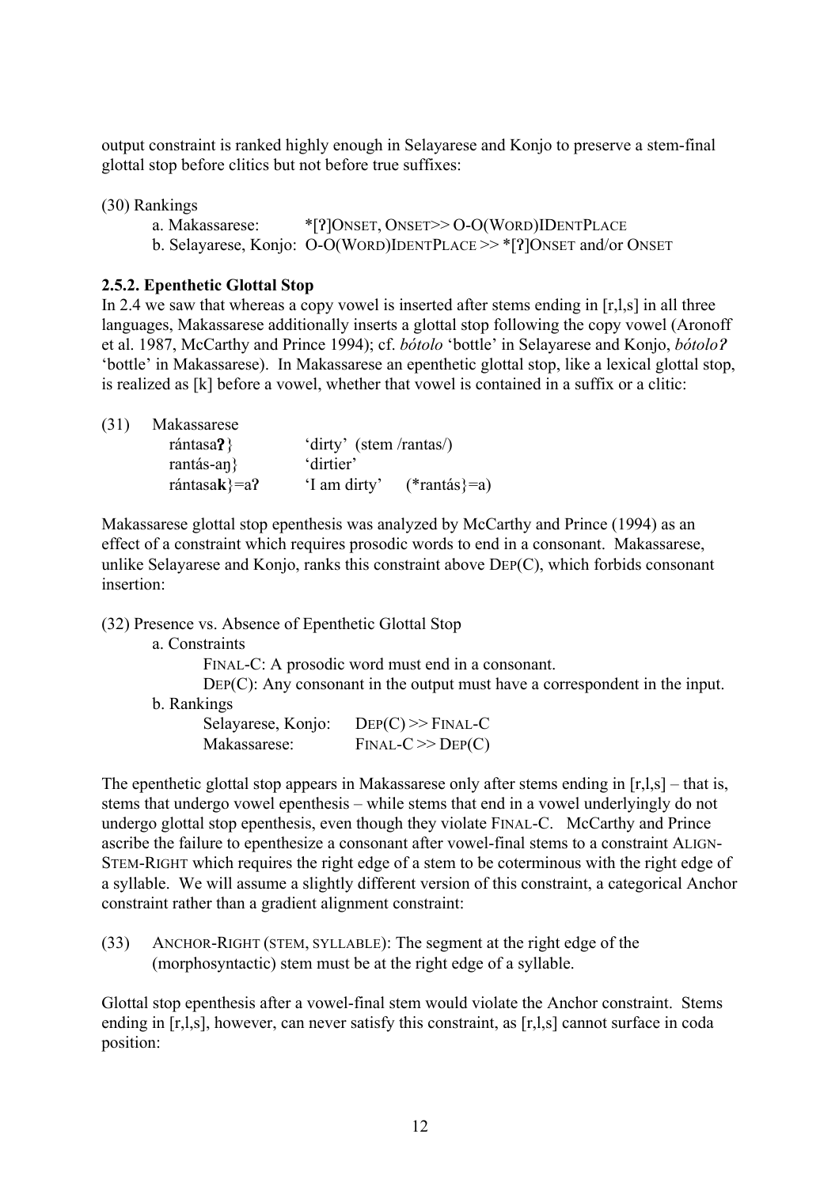output constraint is ranked highly enough in Selayarese and Konjo to preserve a stem-final glottal stop before clitics but not before true suffixes:

(30) Rankings

a. Makassarese: *[ʔ]ONSET, ONSET>> O-O(WORD)IDENTPLACE

b. Selayarese, Konjo: O-O(WORD)IDENTPLACE >> *[ʔ]ONSET and/or ONSET

### 2.5.2. Epenthetic Glottal Stop

In 2.4 we saw that whereas a copy vowel is inserted after stems ending in [r,l,s] in all three languages, Makassarese additionally inserts a glottal stop following the copy vowel (Aronoff et al. 1987, McCarthy and Prince 1994); cf. *bótolo* 'bottle' in Selayarese and Konjo, *bótoloʔ* 'bottle' in Makassarese). In Makassarese an epenthetic glottal stop, like a lexical glottal stop, is realized as [k] before a vowel, whether that vowel is contained in a suffix or a clitic:

(31) Makassarese

| | | |
|---|---|---|
| rántasa**ʔ**} | 'dirty' (stem /rantas/) | |
| rantás-aŋ} | 'dirtier' | |
| rántasa**k**}=aʔ | 'I am dirty' | (*rantás}=a) |

Makassarese glottal stop epenthesis was analyzed by McCarthy and Prince (1994) as an effect of a constraint which requires prosodic words to end in a consonant. Makassarese, unlike Selayarese and Konjo, ranks this constraint above DEP(C), which forbids consonant insertion:

(32) Presence vs. Absence of Epenthetic Glottal Stop

a. Constraints

FINAL-C: A prosodic word must end in a consonant.

DEP(C): Any consonant in the output must have a correspondent in the input.

b. Rankings

Selayarese, Konjo: DEP(C) >> FINAL-C

Makassarese: FINAL-C >> DEP(C)

The epenthetic glottal stop appears in Makassarese only after stems ending in [r,l,s] – that is, stems that undergo vowel epenthesis – while stems that end in a vowel underlyingly do not undergo glottal stop epenthesis, even though they violate FINAL-C. McCarthy and Prince ascribe the failure to epenthesize a consonant after vowel-final stems to a constraint ALIGN-STEM-RIGHT which requires the right edge of a stem to be coterminous with the right edge of a syllable. We will assume a slightly different version of this constraint, a categorical Anchor constraint rather than a gradient alignment constraint:

(33) ANCHOR-RIGHT (STEM, SYLLABLE): The segment at the right edge of the (morphosyntactic) stem must be at the right edge of a syllable.

Glottal stop epenthesis after a vowel-final stem would violate the Anchor constraint. Stems ending in [r,l,s], however, can never satisfy this constraint, as [r,l,s] cannot surface in coda position: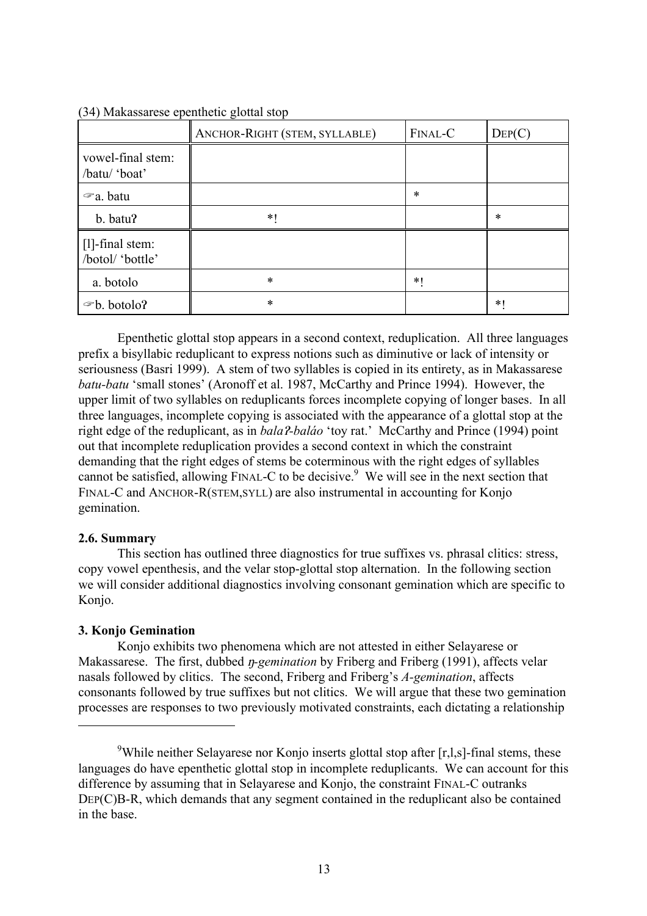(34) Makassarese epenthetic glottal stop

| | ANCHOR-RIGHT (STEM, SYLLABLE) | FINAL-C | DEP(C) |
|---|---|---|---|
| vowel-final stem: /batu/ 'boat' | | | |
| ☞a. batu | | * | |
| b. batuʔ | *! | | * |
| [l]-final stem: /botol/ 'bottle' | | | |
| a. botolo | * | *! | |
| ☞b. botoloʔ | * | | *! |

Epenthetic glottal stop appears in a second context, reduplication. All three languages prefix a bisyllabic reduplicant to express notions such as diminutive or lack of intensity or seriousness (Basri 1999). A stem of two syllables is copied in its entirety, as in Makassarese *batu-batu* 'small stones' (Aronoff et al. 1987, McCarthy and Prince 1994). However, the upper limit of two syllables on reduplicants forces incomplete copying of longer bases. In all three languages, incomplete copying is associated with the appearance of a glottal stop at the right edge of the reduplicant, as in *balaʔ-baláo* 'toy rat.' McCarthy and Prince (1994) point out that incomplete reduplication provides a second context in which the constraint demanding that the right edges of stems be coterminous with the right edges of syllables cannot be satisfied, allowing FINAL-C to be decisive.[9] We will see in the next section that FINAL-C and ANCHOR-R(STEM,SYLL) are also instrumental in accounting for Konjo gemination.

### 2.6. Summary

This section has outlined three diagnostics for true suffixes vs. phrasal clitics: stress, copy vowel epenthesis, and the velar stop-glottal stop alternation. In the following section we will consider additional diagnostics involving consonant gemination which are specific to Konjo.

## 3. Konjo Gemination

Konjo exhibits two phenomena which are not attested in either Selayarese or Makassarese. The first, dubbed *ŋ-gemination* by Friberg and Friberg (1991), affects velar nasals followed by clitics. The second, Friberg and Friberg's *A-gemination*, affects consonants followed by true suffixes but not clitics. We will argue that these two gemination processes are responses to two previously motivated constraints, each dictating a relationship

---

[9] While neither Selayarese nor Konjo inserts glottal stop after [r,l,s]-final stems, these languages do have epenthetic glottal stop in incomplete reduplicants. We can account for this difference by assuming that in Selayarese and Konjo, the constraint FINAL-C outranks DEP(C)B-R, which demands that any segment contained in the reduplicant also be contained in the base.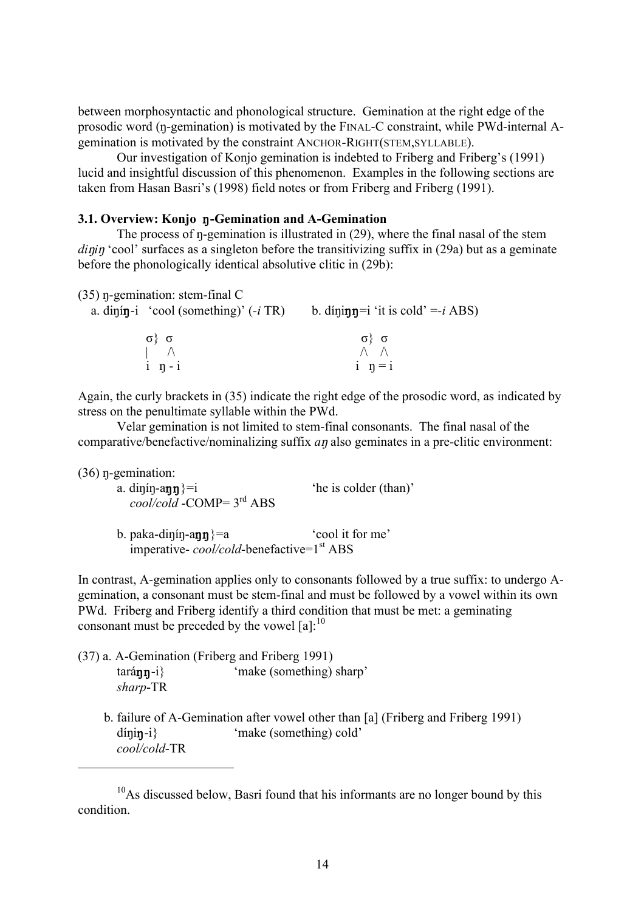between morphosyntactic and phonological structure. Gemination at the right edge of the prosodic word (ŋ-gemination) is motivated by the FINAL-C constraint, while PWd-internal A-gemination is motivated by the constraint ANCHOR-RIGHT(STEM,SYLLABLE).

Our investigation of Konjo gemination is indebted to Friberg and Friberg's (1991) lucid and insightful discussion of this phenomenon. Examples in the following sections are taken from Hasan Basri's (1998) field notes or from Friberg and Friberg (1991).

### 3.1. Overview: Konjo ŋ-Gemination and A-Gemination

The process of ŋ-gemination is illustrated in (29), where the final nasal of the stem *diŋiŋ* 'cool' surfaces as a singleton before the transitivizing suffix in (29a) but as a geminate before the phonologically identical absolutive clitic in (29b):

(35) ŋ-gemination: stem-final C

a. diŋí**ŋ**-i 'cool (something)' (-*i* TR)   b. díŋi**ŋŋ**=i 'it is cold' =-*i* ABS)

```
σ}  σ                    σ}  σ
|    /\                  /\   /\
i  ŋ - i                i   ŋ = i
```

Again, the curly brackets in (35) indicate the right edge of the prosodic word, as indicated by stress on the penultimate syllable within the PWd.

Velar gemination is not limited to stem-final consonants. The final nasal of the comparative/benefactive/nominalizing suffix *aŋ* also geminates in a pre-clitic environment:

(36) ŋ-gemination:

a. diŋíŋ-a**ŋŋ**}=i   'he is colder (than)'
*cool/cold* -COMP= 3rd ABS

b. paka-diŋíŋ-a**ŋŋ**}=a   'cool it for me'
imperative- *cool/cold*-benefactive=1st ABS

In contrast, A-gemination applies only to consonants followed by a true suffix: to undergo A-gemination, a consonant must be stem-final and must be followed by a vowel within its own PWd. Friberg and Friberg identify a third condition that must be met: a geminating consonant must be preceded by the vowel [a]:[10]

(37) a. A-Gemination (Friberg and Friberg 1991)
tará**ŋŋ**-i}   'make (something) sharp'
*sharp*-TR

b. failure of A-Gemination after vowel other than [a] (Friberg and Friberg 1991)
díŋi**ŋ**-i}   'make (something) cold'
*cool/cold*-TR

---

[10] As discussed below, Basri found that his informants are no longer bound by this condition.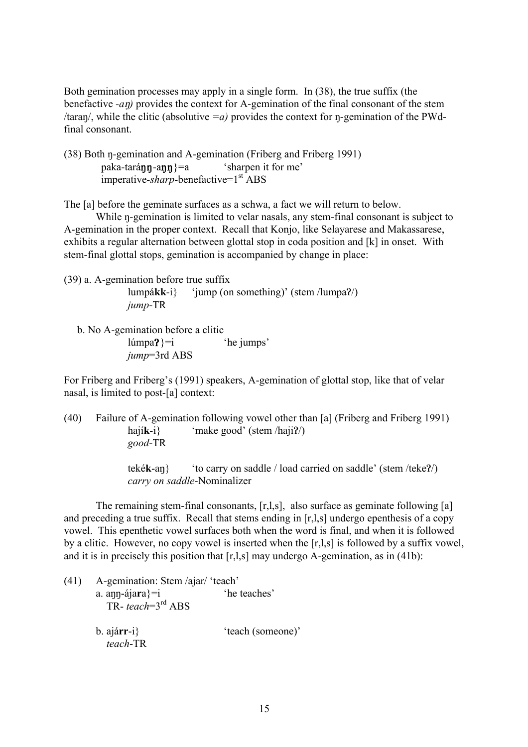Both gemination processes may apply in a single form. In (38), the true suffix (the benefactive *-aŋ)* provides the context for A-gemination of the final consonant of the stem /taraŋ/, while the clitic (absolutive *=a)* provides the context for ŋ-gemination of the PWd-final consonant.

(38) Both ŋ-gemination and A-gemination (Friberg and Friberg 1991)
    paka-tará**ŋŋ**-a**ŋŋ**}=a    'sharpen it for me'
    imperative-*sharp*-benefactive=1st ABS

The [a] before the geminate surfaces as a schwa, a fact we will return to below.

While ŋ-gemination is limited to velar nasals, any stem-final consonant is subject to A-gemination in the proper context. Recall that Konjo, like Selayarese and Makassarese, exhibits a regular alternation between glottal stop in coda position and [k] in onset. With stem-final glottal stops, gemination is accompanied by change in place:

(39) a. A-gemination before true suffix
    lumpá**kk**-i}    'jump (on something)' (stem /lumpaʔ/)
    *jump*-TR

  b. No A-gemination before a clitic
    lúmpa**ʔ**}=i    'he jumps'
    *jump*=3rd ABS

For Friberg and Friberg's (1991) speakers, A-gemination of glottal stop, like that of velar nasal, is limited to post-[a] context:

(40) Failure of A-gemination following vowel other than [a] (Friberg and Friberg 1991)
    hají**k**-i}    'make good' (stem /hajiʔ/)
    *good*-TR

    teké**k**-aŋ}    'to carry on saddle / load carried on saddle' (stem /tekeʔ/)
    *carry on saddle*-Nominalizer

The remaining stem-final consonants, [r,l,s], also surface as geminate following [a] and preceding a true suffix. Recall that stems ending in [r,l,s] undergo epenthesis of a copy vowel. This epenthetic vowel surfaces both when the word is final, and when it is followed by a clitic. However, no copy vowel is inserted when the [r,l,s] is followed by a suffix vowel, and it is in precisely this position that [r,l,s] may undergo A-gemination, as in (41b):

(41) A-gemination: Stem /ajar/ 'teach'
  a. aŋŋ-ája**r**a}=i    'he teaches'
    TR- *teach*=3rd ABS

  b. ajá**rr**-i}    'teach (someone)'
    *teach*-TR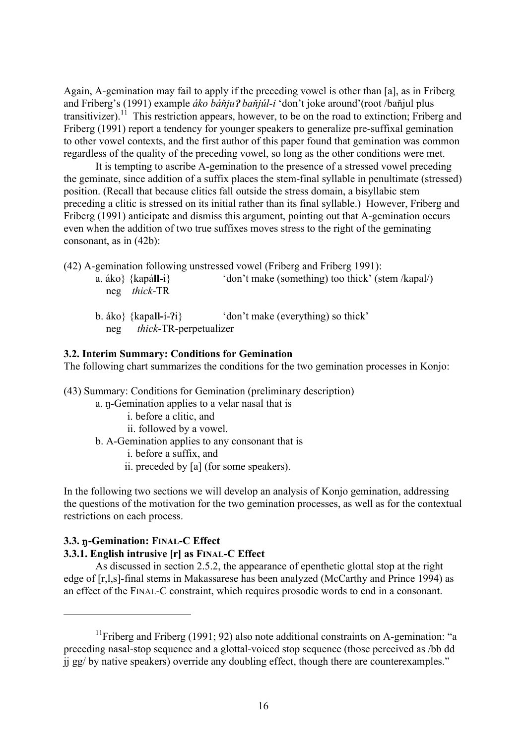Again, A-gemination may fail to apply if the preceding vowel is other than [a], as in Friberg and Friberg's (1991) example *áko báňjuʔ baňjúl-i* 'don't joke around'(root /baňjul plus transitivizer).[11] This restriction appears, however, to be on the road to extinction; Friberg and Friberg (1991) report a tendency for younger speakers to generalize pre-suffixal gemination to other vowel contexts, and the first author of this paper found that gemination was common regardless of the quality of the preceding vowel, so long as the other conditions were met.

It is tempting to ascribe A-gemination to the presence of a stressed vowel preceding the geminate, since addition of a suffix places the stem-final syllable in penultimate (stressed) position. (Recall that because clitics fall outside the stress domain, a bisyllabic stem preceding a clitic is stressed on its initial rather than its final syllable.) However, Friberg and Friberg (1991) anticipate and dismiss this argument, pointing out that A-gemination occurs even when the addition of two true suffixes moves stress to the right of the geminating consonant, as in (42b):

(42) A-gemination following unstressed vowel (Friberg and Friberg 1991):

a. áko} {kapá**ll-**i}  'don't make (something) too thick' (stem /kapal/)
   neg *thick*-TR

b. áko} {kapa**ll-**í-ʔi}  'don't make (everything) so thick'
   neg *thick*-TR-perpetualizer

### 3.2. Interim Summary: Conditions for Gemination

The following chart summarizes the conditions for the two gemination processes in Konjo:

(43) Summary: Conditions for Gemination (preliminary description)

a. ŋ-Gemination applies to a velar nasal that is
   i. before a clitic, and
   ii. followed by a vowel.

b. A-Gemination applies to any consonant that is
   i. before a suffix, and
   ii. preceded by [a] (for some speakers).

In the following two sections we will develop an analysis of Konjo gemination, addressing the questions of the motivation for the two gemination processes, as well as for the contextual restrictions on each process.

### 3.3. ŋ-Gemination: FINAL-C Effect

#### 3.3.1. English intrusive [r] as FINAL-C Effect

As discussed in section 2.5.2, the appearance of epenthetic glottal stop at the right edge of [r,l,s]-final stems in Makassarese has been analyzed (McCarthy and Prince 1994) as an effect of the FINAL-C constraint, which requires prosodic words to end in a consonant.

---

[11] Friberg and Friberg (1991; 92) also note additional constraints on A-gemination: "a preceding nasal-stop sequence and a glottal-voiced stop sequence (those perceived as /bb dd jj gg/ by native speakers) override any doubling effect, though there are counterexamples."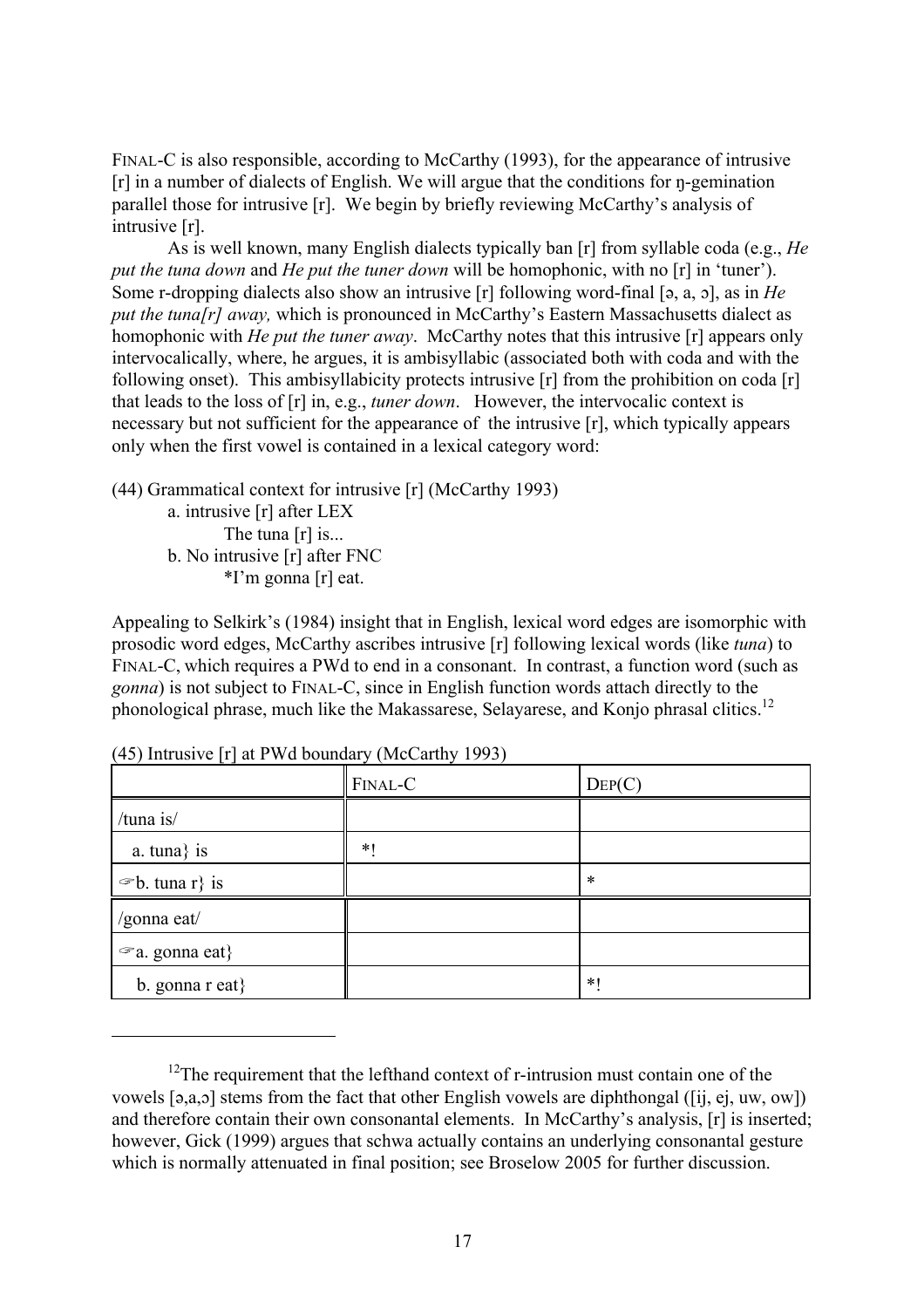FINAL-C is also responsible, according to McCarthy (1993), for the appearance of intrusive [r] in a number of dialects of English. We will argue that the conditions for ŋ-gemination parallel those for intrusive [r]. We begin by briefly reviewing McCarthy's analysis of intrusive [r].

As is well known, many English dialects typically ban [r] from syllable coda (e.g., *He put the tuna down* and *He put the tuner down* will be homophonic, with no [r] in 'tuner'). Some r-dropping dialects also show an intrusive [r] following word-final [ə, a, ɔ], as in *He put the tuna[r] away,* which is pronounced in McCarthy's Eastern Massachusetts dialect as homophonic with *He put the tuner away*. McCarthy notes that this intrusive [r] appears only intervocalically, where, he argues, it is ambisyllabic (associated both with coda and with the following onset). This ambisyllabicity protects intrusive [r] from the prohibition on coda [r] that leads to the loss of [r] in, e.g., *tuner down*. However, the intervocalic context is necessary but not sufficient for the appearance of the intrusive [r], which typically appears only when the first vowel is contained in a lexical category word:

(44) Grammatical context for intrusive [r] (McCarthy 1993)

a. intrusive [r] after LEX

The tuna [r] is...

b. No intrusive [r] after FNC

*I'm gonna [r] eat.

Appealing to Selkirk's (1984) insight that in English, lexical word edges are isomorphic with prosodic word edges, McCarthy ascribes intrusive [r] following lexical words (like *tuna*) to FINAL-C, which requires a PWd to end in a consonant. In contrast, a function word (such as *gonna*) is not subject to FINAL-C, since in English function words attach directly to the phonological phrase, much like the Makassarese, Selayarese, and Konjo phrasal clitics.[12]

(45) Intrusive [r] at PWd boundary (McCarthy 1993)

| | FINAL-C | DEP(C) |
|---|---|---|
| /tuna is/ | | |
| a. tuna} is | *! | |
| ☞b. tuna r} is | | * |
| /gonna eat/ | | |
| ☞a. gonna eat} | | |
| b. gonna r eat} | | *! |

[12]The requirement that the lefthand context of r-intrusion must contain one of the vowels [ə,a,ɔ] stems from the fact that other English vowels are diphthongal ([ij, ej, uw, ow]) and therefore contain their own consonantal elements. In McCarthy's analysis, [r] is inserted; however, Gick (1999) argues that schwa actually contains an underlying consonantal gesture which is normally attenuated in final position; see Broselow 2005 for further discussion.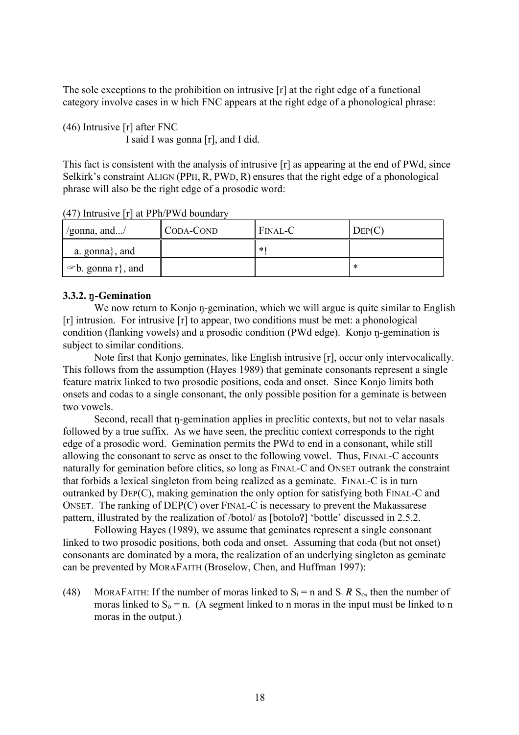The sole exceptions to the prohibition on intrusive [r] at the right edge of a functional category involve cases in w hich FNC appears at the right edge of a phonological phrase:

(46) Intrusive [r] after FNC

I said I was gonna [r], and I did.

This fact is consistent with the analysis of intrusive [r] as appearing at the end of PWd, since Selkirk's constraint ALIGN (PPH, R, PWD, R) ensures that the right edge of a phonological phrase will also be the right edge of a prosodic word:

(47) Intrusive [r] at PPh/PWd boundary

| /gonna, and.../ | CODA-COND | FINAL-C | DEP(C) |
|---|---|---|---|
| a. gonna}, and | | *! | |
| ☞b. gonna r}, and | | | * |

### 3.3.2. ŋ-Gemination

We now return to Konjo ŋ-gemination, which we will argue is quite similar to English [r] intrusion. For intrusive [r] to appear, two conditions must be met: a phonological condition (flanking vowels) and a prosodic condition (PWd edge). Konjo ŋ-gemination is subject to similar conditions.

Note first that Konjo geminates, like English intrusive [r], occur only intervocalically. This follows from the assumption (Hayes 1989) that geminate consonants represent a single feature matrix linked to two prosodic positions, coda and onset. Since Konjo limits both onsets and codas to a single consonant, the only possible position for a geminate is between two vowels.

Second, recall that ŋ-gemination applies in preclitic contexts, but not to velar nasals followed by a true suffix. As we have seen, the preclitic context corresponds to the right edge of a prosodic word. Gemination permits the PWd to end in a consonant, while still allowing the consonant to serve as onset to the following vowel. Thus, FINAL-C accounts naturally for gemination before clitics, so long as FINAL-C and ONSET outrank the constraint that forbids a lexical singleton from being realized as a geminate. FINAL-C is in turn outranked by DEP(C), making gemination the only option for satisfying both FINAL-C and ONSET. The ranking of DEP(C) over FINAL-C is necessary to prevent the Makassarese pattern, illustrated by the realization of /botol/ as [botoloʔ] 'bottle' discussed in 2.5.2.

Following Hayes (1989), we assume that geminates represent a single consonant linked to two prosodic positions, both coda and onset. Assuming that coda (but not onset) consonants are dominated by a mora, the realization of an underlying singleton as geminate can be prevented by MORAFAITH (Broselow, Chen, and Huffman 1997):

(48) MORAFAITH: If the number of moras linked to $S_i = n$ and $S_i$ ***R*** $S_o$, then the number of moras linked to $S_o = n$. (A segment linked to n moras in the input must be linked to n moras in the output.)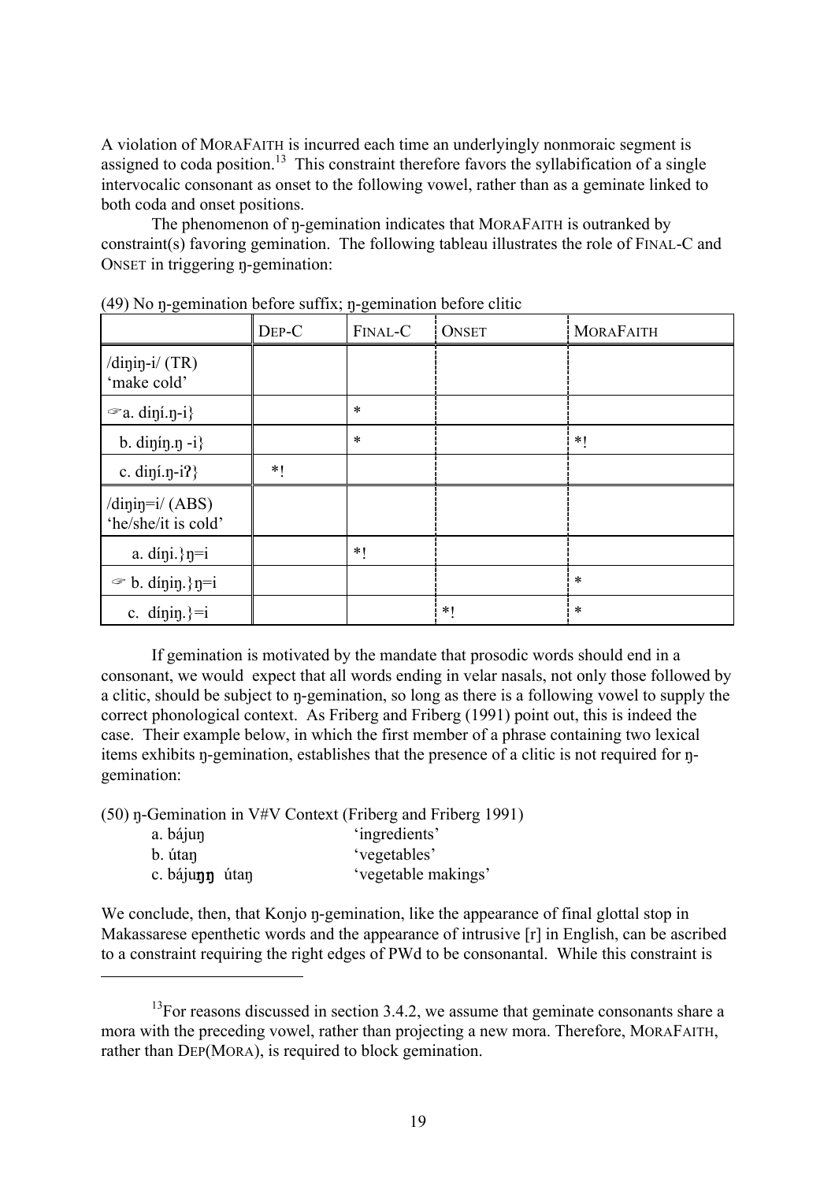A violation of MORAFAITH is incurred each time an underlyingly nonmoraic segment is assigned to coda position.[13] This constraint therefore favors the syllabification of a single intervocalic consonant as onset to the following vowel, rather than as a geminate linked to both coda and onset positions.

The phenomenon of ŋ-gemination indicates that MORAFAITH is outranked by constraint(s) favoring gemination. The following tableau illustrates the role of FINAL-C and ONSET in triggering ŋ-gemination:

(49) No ŋ-gemination before suffix; ŋ-gemination before clitic

| | DEP-C | FINAL-C | ONSET | MORAFAITH |
|---|---|---|---|---|
| /diŋiŋ-i/ (TR) 'make cold' | | | | |
| ☞a. diŋí.ŋ-i} | | * | | |
| b. diŋíŋ.ŋ -i} | | * | | *! |
| c. diŋí.ŋ-iʔ} | *! | | | |
| /diŋiŋ=i/ (ABS) 'he/she/it is cold' | | | | |
| a. díŋi.}ŋ=i | | *! | | |
| ☞ b. díŋiŋ.}ŋ=i | | | | * |
| c. díŋiŋ.}=i | | | *! | * |

If gemination is motivated by the mandate that prosodic words should end in a consonant, we would expect that all words ending in velar nasals, not only those followed by a clitic, should be subject to ŋ-gemination, so long as there is a following vowel to supply the correct phonological context. As Friberg and Friberg (1991) point out, this is indeed the case. Their example below, in which the first member of a phrase containing two lexical items exhibits ŋ-gemination, establishes that the presence of a clitic is not required for ŋ-gemination:

(50) ŋ-Gemination in V#V Context (Friberg and Friberg 1991)

a. bájuŋ 'ingredients'
b. útaŋ 'vegetables'
c. báju**ŋŋ** útaŋ 'vegetable makings'

We conclude, then, that Konjo ŋ-gemination, like the appearance of final glottal stop in Makassarese epenthetic words and the appearance of intrusive [r] in English, can be ascribed to a constraint requiring the right edges of PWd to be consonantal. While this constraint is

---

[13] For reasons discussed in section 3.4.2, we assume that geminate consonants share a mora with the preceding vowel, rather than projecting a new mora. Therefore, MORAFAITH, rather than DEP(MORA), is required to block gemination.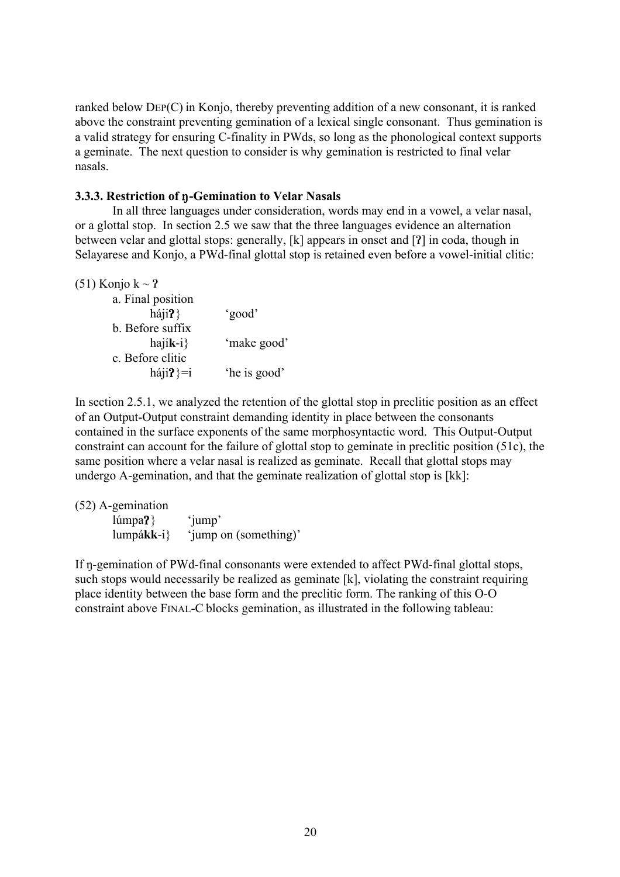ranked below DEP(C) in Konjo, thereby preventing addition of a new consonant, it is ranked above the constraint preventing gemination of a lexical single consonant. Thus gemination is a valid strategy for ensuring C-finality in PWds, so long as the phonological context supports a geminate. The next question to consider is why gemination is restricted to final velar nasals.

### 3.3.3. Restriction of ŋ-Gemination to Velar Nasals

In all three languages under consideration, words may end in a vowel, a velar nasal, or a glottal stop. In section 2.5 we saw that the three languages evidence an alternation between velar and glottal stops: generally, [k] appears in onset and [ʔ] in coda, though in Selayarese and Konjo, a PWd-final glottal stop is retained even before a vowel-initial clitic:

(51) Konjo k ~ ʔ

a. Final position

| | |
|---|---|
| háji**ʔ**} | 'good' |

b. Before suffix

| | |
|---|---|
| hají**k**-i} | 'make good' |

c. Before clitic

| | |
|---|---|
| háji**ʔ**}=i | 'he is good' |

In section 2.5.1, we analyzed the retention of the glottal stop in preclitic position as an effect of an Output-Output constraint demanding identity in place between the consonants contained in the surface exponents of the same morphosyntactic word. This Output-Output constraint can account for the failure of glottal stop to geminate in preclitic position (51c), the same position where a velar nasal is realized as geminate. Recall that glottal stops may undergo A-gemination, and that the geminate realization of glottal stop is [kk]:

(52) A-gemination

| | |
|---|---|
| lúmpa**ʔ**} | 'jump' |
| lumpá**kk**-i} | 'jump on (something)' |

If ŋ-gemination of PWd-final consonants were extended to affect PWd-final glottal stops, such stops would necessarily be realized as geminate [k], violating the constraint requiring place identity between the base form and the preclitic form. The ranking of this O-O constraint above FINAL-C blocks gemination, as illustrated in the following tableau: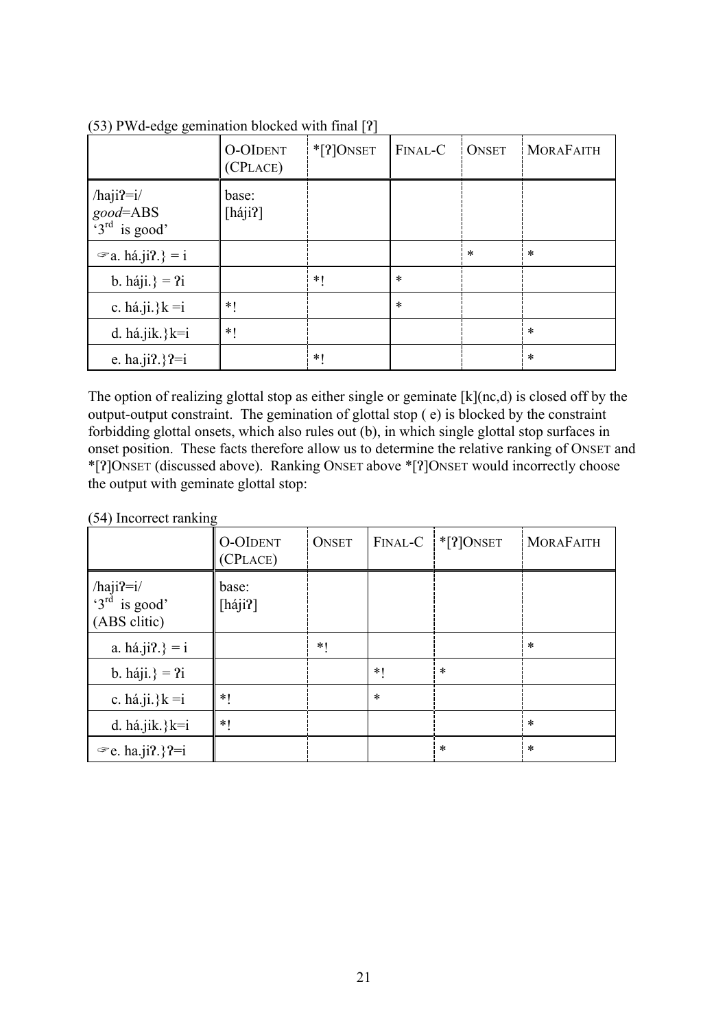(53) PWd-edge gemination blocked with final [ʔ]

| | O-OIDENT (CPLACE) | *[ʔ]ONSET | FINAL-C | ONSET | MORAFAITH |
|---|---|---|---|---|---|
| /hajiʔ=i/ *good*=ABS '3rd is good' | base: [hájiʔ] | | | | |
| ☞a. há.jiʔ.} = i | | | | * | * |
| b. háji.} = ʔi | | *! | * | | |
| c. há.ji.}k =i | *! | | * | | |
| d. há.jik.}k=i | *! | | | | * |
| e. ha.jiʔ.}ʔ=i | | *! | | | * |

The option of realizing glottal stop as either single or geminate [k](nc,d) is closed off by the output-output constraint. The gemination of glottal stop ( e) is blocked by the constraint forbidding glottal onsets, which also rules out (b), in which single glottal stop surfaces in onset position. These facts therefore allow us to determine the relative ranking of ONSET and *[ʔ]ONSET (discussed above). Ranking ONSET above *[ʔ]ONSET would incorrectly choose the output with geminate glottal stop:

(54) Incorrect ranking

| | O-OIDENT (CPLACE) | ONSET | FINAL-C | *[ʔ]ONSET | MORAFAITH |
|---|---|---|---|---|---|
| /hajiʔ=i/ '3rd is good' (ABS clitic) | base: [hájiʔ] | | | | |
| a. há.jiʔ.} = i | | *! | | | * |
| b. háji.} = ʔi | | | *! | * | |
| c. há.ji.}k =i | *! | | * | | |
| d. há.jik.}k=i | *! | | | | * |
| ☞e. ha.jiʔ.}ʔ=i | | | | * | * |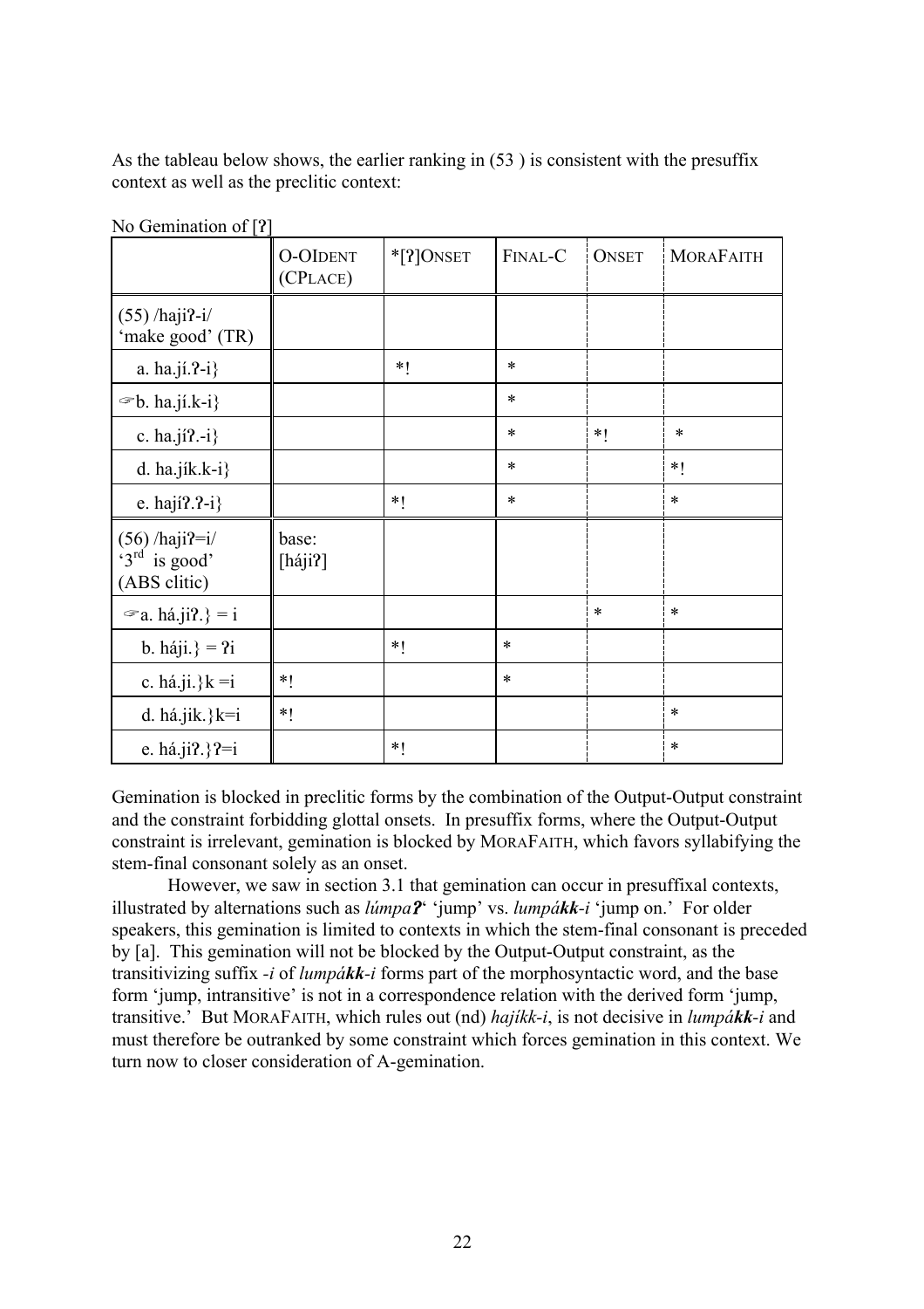As the tableau below shows, the earlier ranking in (53 ) is consistent with the presuffix context as well as the preclitic context:

No Gemination of [ʔ]

| | O-OIDENT (CPLACE) | *[ʔ]ONSET | FINAL-C | ONSET | MORAFAITH |
|---|---|---|---|---|---|
| (55) /hajiʔ-i/ 'make good' (TR) | | | | | |
| a. ha.jí.ʔ-i} | | *! | * | | |
| ☞b. ha.jí.k-i} | | | * | | |
| c. ha.jíʔ.-i} | | | * | *! | * |
| d. ha.jík.k-i} | | | * | | *! |
| e. hajíʔ.ʔ-i} | | *! | * | | * |
| (56) /hajiʔ=i/ '3rd is good' (ABS clitic) | base: [hájiʔ] | | | | |
| ☞a. há.jiʔ.} = i | | | | * | * |
| b. háji.} = ʔi | | *! | * | | |
| c. há.ji.}k =i | *! | | * | | |
| d. há.jik.}k=i | *! | | | | * |
| e. há.jiʔ.}ʔ=i | | *! | | | * |

Gemination is blocked in preclitic forms by the combination of the Output-Output constraint and the constraint forbidding glottal onsets. In presuffix forms, where the Output-Output constraint is irrelevant, gemination is blocked by MORAFAITH, which favors syllabifying the stem-final consonant solely as an onset.

However, we saw in section 3.1 that gemination can occur in presuffixal contexts, illustrated by alternations such as *lúmpa**ʔ*** 'jump' vs. *lumpá**kk**-i* 'jump on.' For older speakers, this gemination is limited to contexts in which the stem-final consonant is preceded by [a]. This gemination will not be blocked by the Output-Output constraint, as the transitivizing suffix *-i* of *lumpá**kk**-i* forms part of the morphosyntactic word, and the base form 'jump, intransitive' is not in a correspondence relation with the derived form 'jump, transitive.' But MORAFAITH, which rules out (nd) *hajíkk-i*, is not decisive in *lumpá**kk**-i* and must therefore be outranked by some constraint which forces gemination in this context. We turn now to closer consideration of A-gemination.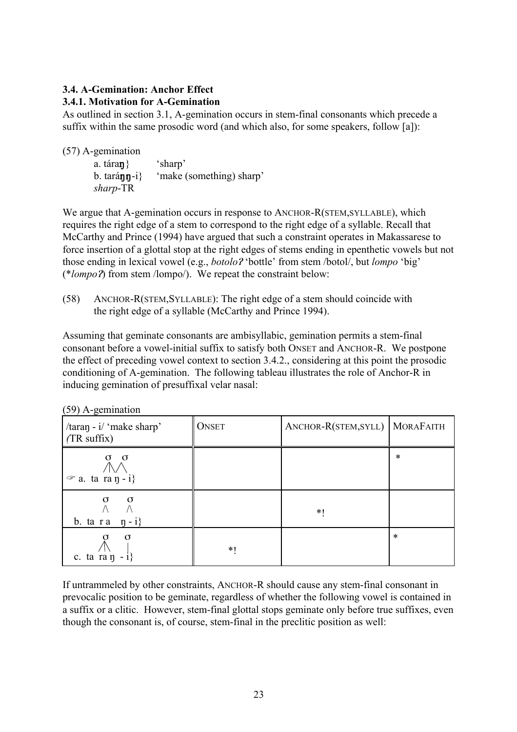### 3.4. A-Gemination: Anchor Effect

#### 3.4.1. Motivation for A-Gemination

As outlined in section 3.1, A-gemination occurs in stem-final consonants which precede a suffix within the same prosodic word (and which also, for some speakers, follow [a]):

(57) A-gemination

a. táraŋ} 'sharp'

b. taráŋŋ-i} 'make (something) sharp'
*sharp*-TR

We argue that A-gemination occurs in response to ANCHOR-R(STEM,SYLLABLE), which requires the right edge of a stem to correspond to the right edge of a syllable. Recall that McCarthy and Prince (1994) have argued that such a constraint operates in Makassarese to force insertion of a glottal stop at the right edges of stems ending in epenthetic vowels but not those ending in lexical vowel (e.g., *botoloʔ* 'bottle' from stem /botol/, but *lompo* 'big' (\**lompoʔ*) from stem /lompo/). We repeat the constraint below:

(58) ANCHOR-R(STEM,SYLLABLE): The right edge of a stem should coincide with the right edge of a syllable (McCarthy and Prince 1994).

Assuming that geminate consonants are ambisyllabic, gemination permits a stem-final consonant before a vowel-initial suffix to satisfy both ONSET and ANCHOR-R. We postpone the effect of preceding vowel context to section 3.4.2., considering at this point the prosodic conditioning of A-gemination. The following tableau illustrates the role of Anchor-R in inducing gemination of presuffixal velar nasal:

(59) A-gemination

| /taraŋ - i/ 'make sharp' (TR suffix) | ONSET | ANCHOR-R(STEM,SYLL) | MORAFAITH |
|---|---|---|---|
| ☞ a. ta ra ŋ - i} (σ σ; ŋ shared by both syllables) | | | * |
| b. ta r a ŋ - i} (σ σ; ŋ only in second syllable) | | *! | |
| c. ta ra ŋ - i} (σ σ; ŋ only in first syllable, i alone) | *! | | * |

If untrammeled by other constraints, ANCHOR-R should cause any stem-final consonant in prevocalic position to be geminate, regardless of whether the following vowel is contained in a suffix or a clitic. However, stem-final glottal stops geminate only before true suffixes, even though the consonant is, of course, stem-final in the preclitic position as well: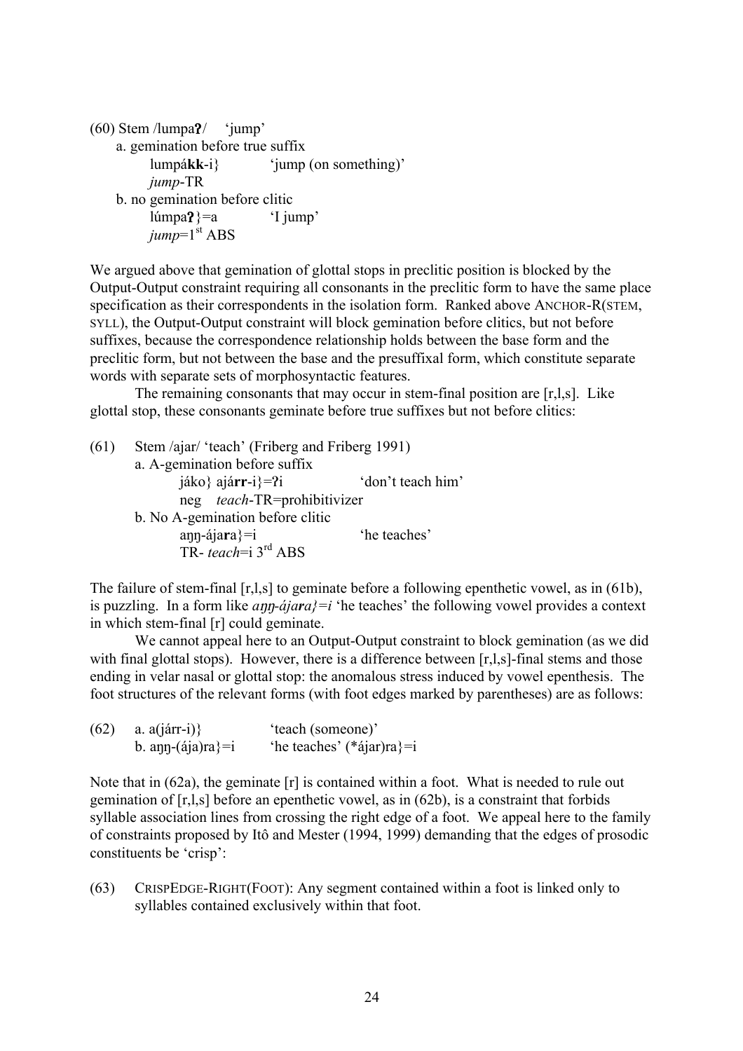(60) Stem /lumpa**ʔ**/ 'jump'

a. gemination before true suffix

lumpá**kk**-i} 'jump (on something)'
*jump*-TR

b. no gemination before clitic

lúmpa**ʔ**}=a 'I jump'
*jump*=1st ABS

We argued above that gemination of glottal stops in preclitic position is blocked by the Output-Output constraint requiring all consonants in the preclitic form to have the same place specification as their correspondents in the isolation form. Ranked above ANCHOR-R(STEM, SYLL), the Output-Output constraint will block gemination before clitics, but not before suffixes, because the correspondence relationship holds between the base form and the preclitic form, but not between the base and the presuffixal form, which constitute separate words with separate sets of morphosyntactic features.

The remaining consonants that may occur in stem-final position are [r,l,s]. Like glottal stop, these consonants geminate before true suffixes but not before clitics:

(61) Stem /ajar/ 'teach' (Friberg and Friberg 1991)

a. A-gemination before suffix

jáko} ajá**rr**-i}=ʔi 'don't teach him'
neg *teach*-TR=prohibitivizer

b. No A-gemination before clitic

aŋŋ-ája**r**a}=i 'he teaches'
TR- *teach*=i 3rd ABS

The failure of stem-final [r,l,s] to geminate before a following epenthetic vowel, as in (61b), is puzzling. In a form like *aŋŋ-ája**r**a}=i* 'he teaches' the following vowel provides a context in which stem-final [r] could geminate.

We cannot appeal here to an Output-Output constraint to block gemination (as we did with final glottal stops). However, there is a difference between [r,l,s]-final stems and those ending in velar nasal or glottal stop: the anomalous stress induced by vowel epenthesis. The foot structures of the relevant forms (with foot edges marked by parentheses) are as follows:

(62) a. a(járr-i)} 'teach (someone)'

b. aŋŋ-(ája)ra}=i 'he teaches' (*ájar)ra}=i

Note that in (62a), the geminate [r] is contained within a foot. What is needed to rule out gemination of [r,l,s] before an epenthetic vowel, as in (62b), is a constraint that forbids syllable association lines from crossing the right edge of a foot. We appeal here to the family of constraints proposed by Itô and Mester (1994, 1999) demanding that the edges of prosodic constituents be 'crisp':

(63) CRISPEDGE-RIGHT(FOOT): Any segment contained within a foot is linked only to syllables contained exclusively within that foot.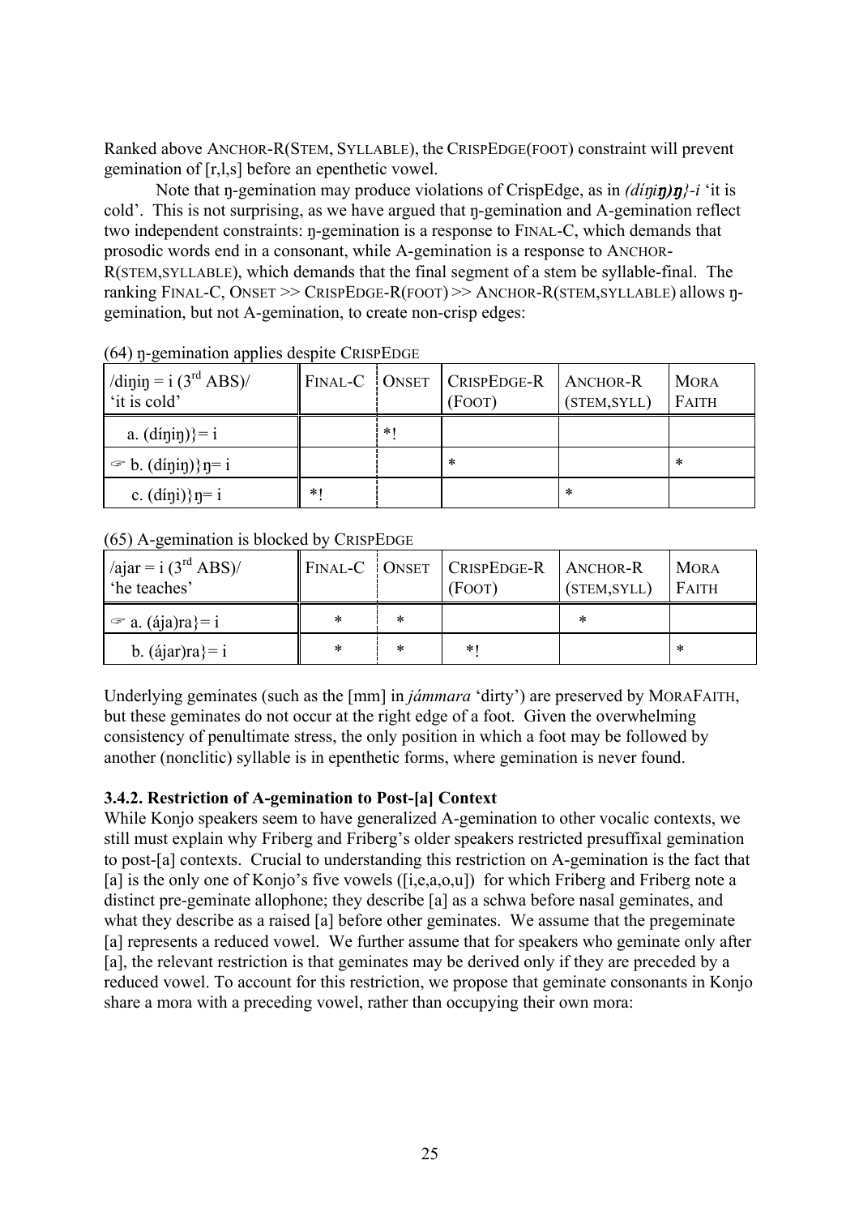Ranked above ANCHOR-R(STEM, SYLLABLE), the CRISPEDGE(FOOT) constraint will prevent gemination of [r,l,s] before an epenthetic vowel.

Note that ŋ-gemination may produce violations of CrispEdge, as in *(díŋi**ŋ)ŋ**}-i* 'it is cold'. This is not surprising, as we have argued that ŋ-gemination and A-gemination reflect two independent constraints: ŋ-gemination is a response to FINAL-C, which demands that prosodic words end in a consonant, while A-gemination is a response to ANCHOR-R(STEM,SYLLABLE), which demands that the final segment of a stem be syllable-final. The ranking FINAL-C, ONSET >> CRISPEDGE-R(FOOT) >> ANCHOR-R(STEM,SYLLABLE) allows ŋ-gemination, but not A-gemination, to create non-crisp edges:

(64) ŋ-gemination applies despite CRISPEDGE

| /diŋiŋ = i (3rd ABS)/ 'it is cold' | FINAL-C | ONSET | CRISPEDGE-R (FOOT) | ANCHOR-R (STEM,SYLL) | MORA FAITH |
|---|---|---|---|---|---|
| a. (díŋiŋ)}= i | | *! | | | |
| ☞ b. (díŋiŋ)}ŋ= i | | | * | | * |
| c. (díŋi)}ŋ= i | *! | | | * | |

(65) A-gemination is blocked by CRISPEDGE

| /ajar = i (3rd ABS)/ 'he teaches' | FINAL-C | ONSET | CRISPEDGE-R (FOOT) | ANCHOR-R (STEM,SYLL) | MORA FAITH |
|---|---|---|---|---|---|
| ☞ a. (ája)ra}= i | * | * | | * | |
| b. (ájar)ra}= i | * | * | *! | | * |

Underlying geminates (such as the [mm] in *jámmara* 'dirty') are preserved by MORAFAITH, but these geminates do not occur at the right edge of a foot. Given the overwhelming consistency of penultimate stress, the only position in which a foot may be followed by another (nonclitic) syllable is in epenthetic forms, where gemination is never found.

### 3.4.2. Restriction of A-gemination to Post-[a] Context

While Konjo speakers seem to have generalized A-gemination to other vocalic contexts, we still must explain why Friberg and Friberg's older speakers restricted presuffixal gemination to post-[a] contexts. Crucial to understanding this restriction on A-gemination is the fact that [a] is the only one of Konjo's five vowels ([i,e,a,o,u]) for which Friberg and Friberg note a distinct pre-geminate allophone; they describe [a] as a schwa before nasal geminates, and what they describe as a raised [a] before other geminates. We assume that the pregeminate [a] represents a reduced vowel. We further assume that for speakers who geminate only after [a], the relevant restriction is that geminates may be derived only if they are preceded by a reduced vowel. To account for this restriction, we propose that geminate consonants in Konjo share a mora with a preceding vowel, rather than occupying their own mora: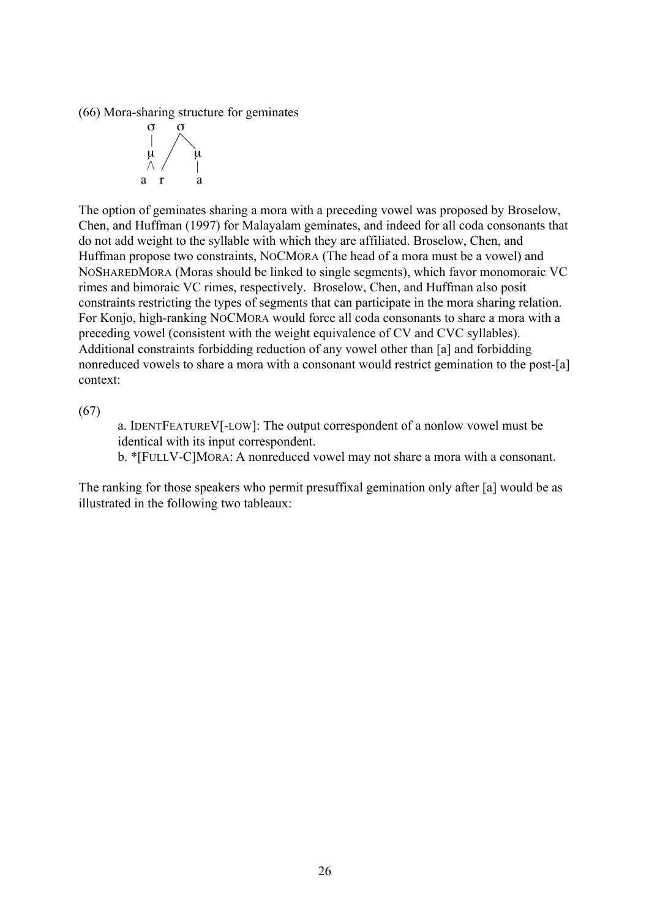(66) Mora-sharing structure for geminates

```
  σ     σ
  |    / \
  μ   /   μ
 /\  /    |
a  r      a
```

The option of geminates sharing a mora with a preceding vowel was proposed by Broselow, Chen, and Huffman (1997) for Malayalam geminates, and indeed for all coda consonants that do not add weight to the syllable with which they are affiliated. Broselow, Chen, and Huffman propose two constraints, NoCMora (The head of a mora must be a vowel) and NoSharedMora (Moras should be linked to single segments), which favor monomoraic VC rimes and bimoraic VC rimes, respectively. Broselow, Chen, and Huffman also posit constraints restricting the types of segments that can participate in the mora sharing relation. For Konjo, high-ranking NoCMora would force all coda consonants to share a mora with a preceding vowel (consistent with the weight equivalence of CV and CVC syllables). Additional constraints forbidding reduction of any vowel other than [a] and forbidding nonreduced vowels to share a mora with a consonant would restrict gemination to the post-[a] context:

(67)

a. IdentFeatureV[-low]: The output correspondent of a nonlow vowel must be identical with its input correspondent.

b. *[FullV-C]Mora: A nonreduced vowel may not share a mora with a consonant.

The ranking for those speakers who permit presuffixal gemination only after [a] would be as illustrated in the following two tableaux: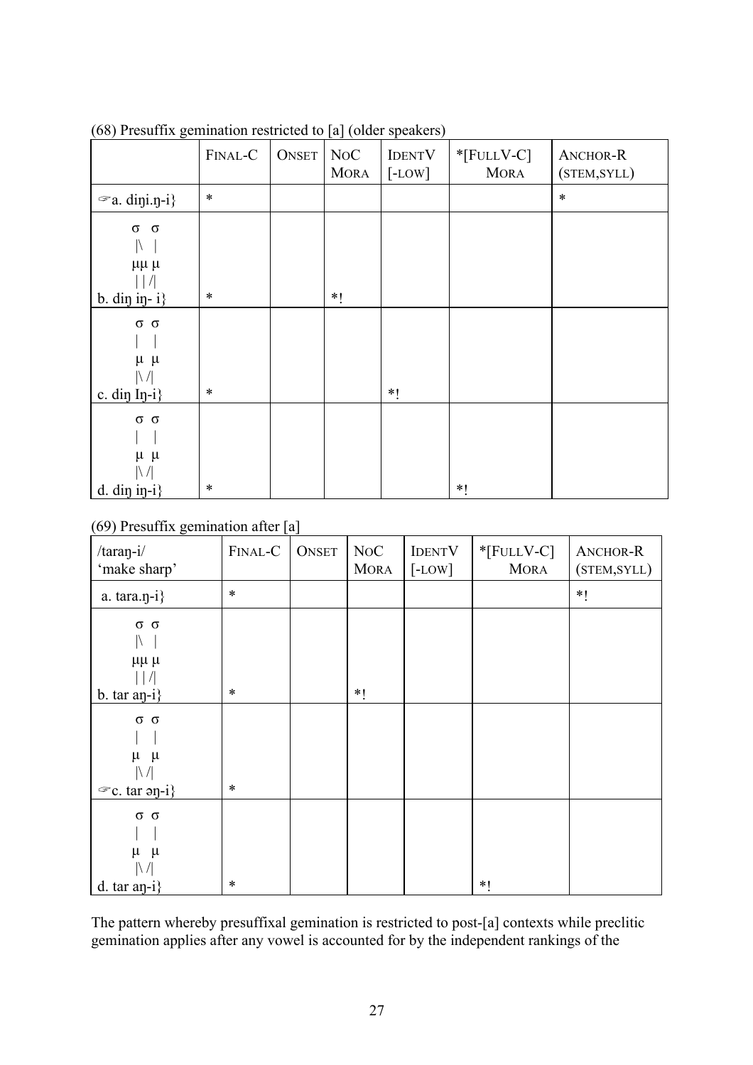(68) Presuffix gemination restricted to [a] (older speakers)

| | FINAL-C | ONSET | NOC MORA | IDENTV [-LOW] | *[FULLV-C] MORA | ANCHOR-R (STEM,SYLL) |
|---|---|---|---|---|---|---|
| ☞a. diŋi.ŋ-i} | * | | | | | * |
| σ σ<br>\|\ \|<br>μμ μ<br>\| \| /\|<br>b. diŋ iŋ- i} | * | | *! | | | |
| σ σ<br>\| \|<br>μ μ<br>\|\ /\|<br>c. diŋ Iŋ-i} | * | | | *! | | |
| σ σ<br>\| \|<br>μ μ<br>\|\ /\|<br>d. diŋ iŋ-i} | * | | | | *! | |

(69) Presuffix gemination after [a]

| /taraŋ-i/ 'make sharp' | FINAL-C | ONSET | NOC MORA | IDENTV [-LOW] | *[FULLV-C] MORA | ANCHOR-R (STEM,SYLL) |
|---|---|---|---|---|---|---|
| a. tara.ŋ-i} | * | | | | | *! |
| σ σ<br>\|\ \|<br>μμ μ<br>\| \| /\|<br>b. tar aŋ-i} | * | | *! | | | |
| σ σ<br>\| \|<br>μ μ<br>\|\ /\|<br>☞c. tar əŋ-i} | * | | | | | |
| σ σ<br>\| \|<br>μ μ<br>\|\ /\|<br>d. tar aŋ-i} | * | | | | *! | |

The pattern whereby presuffixal gemination is restricted to post-[a] contexts while preclitic gemination applies after any vowel is accounted for by the independent rankings of the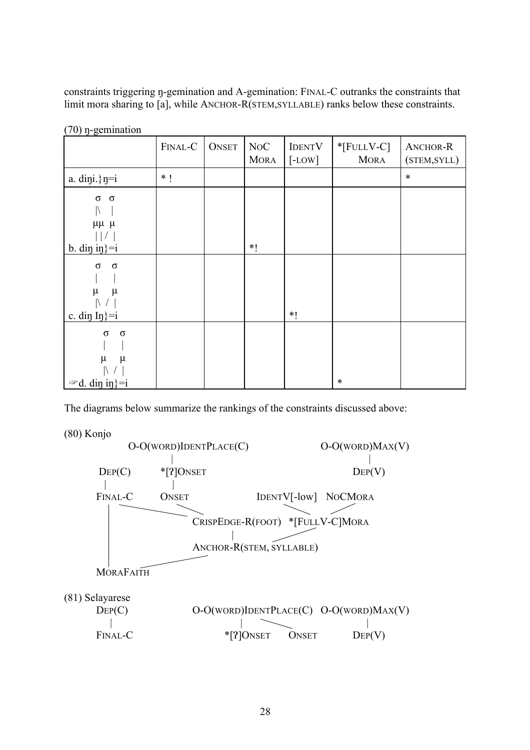constraints triggering ŋ-gemination and A-gemination: FINAL-C outranks the constraints that limit mora sharing to [a], while ANCHOR-R(STEM,SYLLABLE) ranks below these constraints.

(70) ŋ-gemination

| | FINAL-C | ONSET | NOC MORA | IDENTV [-LOW] | *[FULLV-C] MORA | ANCHOR-R (STEM,SYLL) |
|---|---|---|---|---|---|---|
| a. diŋi.}ŋ=i | * ! | | | | | * |
| b. diŋ iŋ}=i (σ σ; μμ μ) | | | *! | | | |
| c. diŋ Iŋ}=i (σ σ; μ μ) | | | | *! | | |
| ☞d. diŋ iŋ}=i (σ σ; μ μ) | | | | | * | |

The diagrams below summarize the rankings of the constraints discussed above:

(80) Konjo

```
              O-O(WORD)IDENTPLACE(C)                        O-O(WORD)MAX(V)
                        |                                          |
     DEP(C)          *[ʔ]ONSET                                   DEP(V)
       |                |
     FINAL-C          ONSET              IDENTV[-low]   NOCMORA
       |    \            \                     \          /
       |      CRISPEDGE-R(FOOT)   *[FULLV-C]MORA
       |                 |              /
       |      ANCHOR-R(STEM, SYLLABLE)
       |           /
     MORAFAITH
```

(81) Selayarese

```
     DEP(C)              O-O(WORD)IDENTPLACE(C)   O-O(WORD)MAX(V)
       |                         |       \                 |
     FINAL-C                 *[ʔ]ONSET    ONSET          DEP(V)
```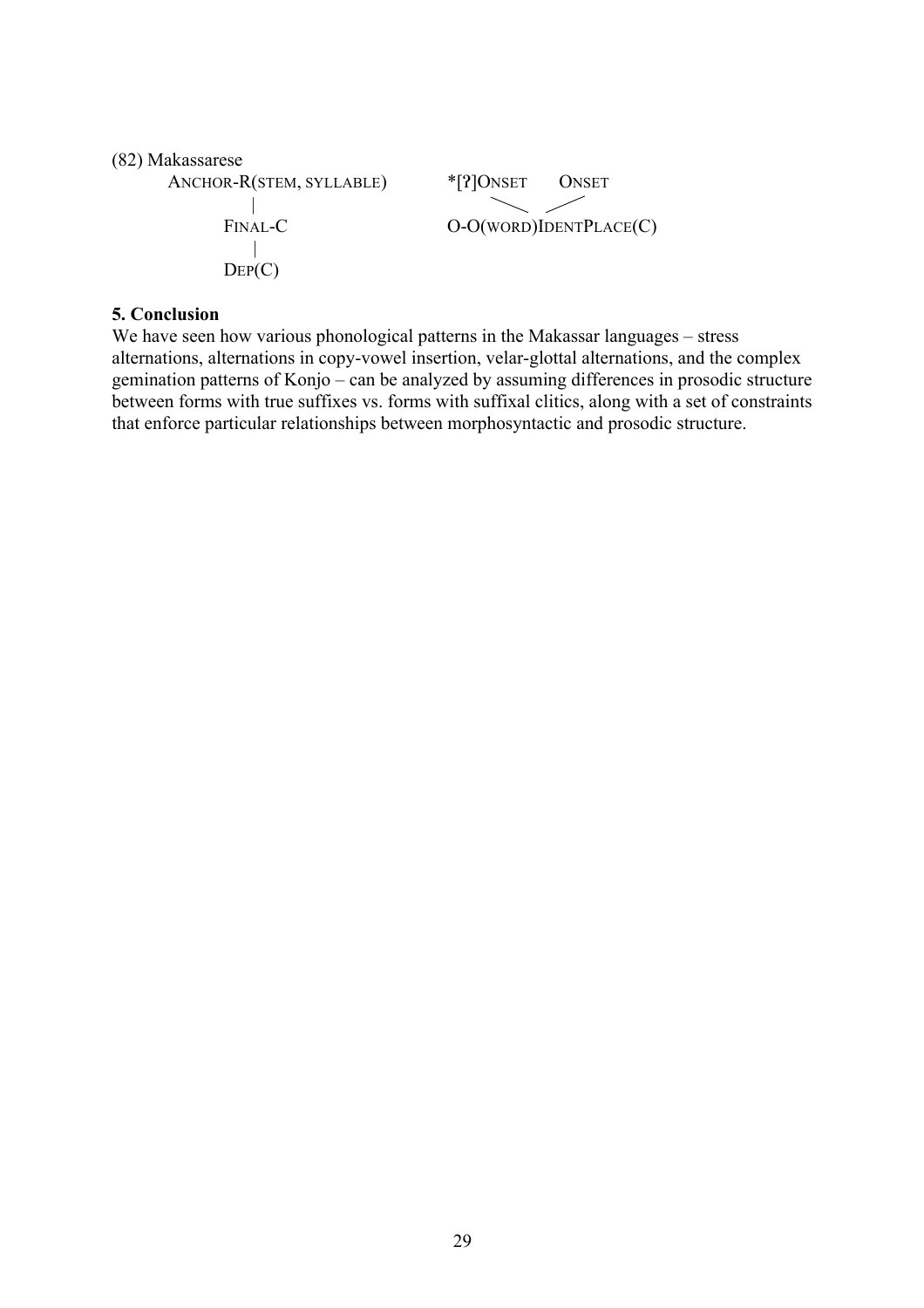(82) Makassarese

```
ANCHOR-R(STEM, SYLLABLE)          *[ʔ]ONSET      ONSET
          |                              \        /
       FINAL-C                    O-O(WORD)IDENTPLACE(C)
          |
        DEP(C)
```

**5. Conclusion**

We have seen how various phonological patterns in the Makassar languages – stress alternations, alternations in copy-vowel insertion, velar-glottal alternations, and the complex gemination patterns of Konjo – can be analyzed by assuming differences in prosodic structure between forms with true suffixes vs. forms with suffixal clitics, along with a set of constraints that enforce particular relationships between morphosyntactic and prosodic structure.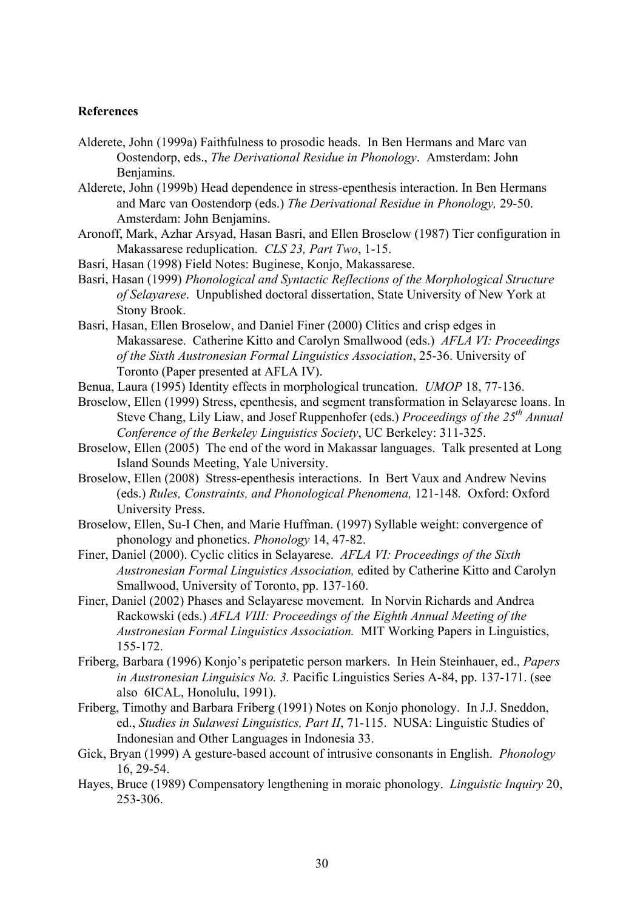**References**

Alderete, John (1999a) Faithfulness to prosodic heads. In Ben Hermans and Marc van Oostendorp, eds., *The Derivational Residue in Phonology*. Amsterdam: John Benjamins.

Alderete, John (1999b) Head dependence in stress-epenthesis interaction. In Ben Hermans and Marc van Oostendorp (eds.) *The Derivational Residue in Phonology,* 29-50. Amsterdam: John Benjamins.

Aronoff, Mark, Azhar Arsyad, Hasan Basri, and Ellen Broselow (1987) Tier configuration in Makassarese reduplication. *CLS 23, Part Two*, 1-15.

Basri, Hasan (1998) Field Notes: Buginese, Konjo, Makassarese.

Basri, Hasan (1999) *Phonological and Syntactic Reflections of the Morphological Structure of Selayarese*. Unpublished doctoral dissertation, State University of New York at Stony Brook.

Basri, Hasan, Ellen Broselow, and Daniel Finer (2000) Clitics and crisp edges in Makassarese. Catherine Kitto and Carolyn Smallwood (eds.) *AFLA VI: Proceedings of the Sixth Austronesian Formal Linguistics Association*, 25-36. University of Toronto (Paper presented at AFLA IV).

Benua, Laura (1995) Identity effects in morphological truncation. *UMOP* 18, 77-136.

Broselow, Ellen (1999) Stress, epenthesis, and segment transformation in Selayarese loans. In Steve Chang, Lily Liaw, and Josef Ruppenhofer (eds.) *Proceedings of the 25th Annual Conference of the Berkeley Linguistics Society*, UC Berkeley: 311-325.

Broselow, Ellen (2005) The end of the word in Makassar languages. Talk presented at Long Island Sounds Meeting, Yale University.

Broselow, Ellen (2008) Stress-epenthesis interactions. In Bert Vaux and Andrew Nevins (eds.) *Rules, Constraints, and Phonological Phenomena,* 121-148. Oxford: Oxford University Press.

Broselow, Ellen, Su-I Chen, and Marie Huffman. (1997) Syllable weight: convergence of phonology and phonetics. *Phonology* 14, 47-82.

Finer, Daniel (2000). Cyclic clitics in Selayarese. *AFLA VI: Proceedings of the Sixth Austronesian Formal Linguistics Association,* edited by Catherine Kitto and Carolyn Smallwood, University of Toronto, pp. 137-160.

Finer, Daniel (2002) Phases and Selayarese movement. In Norvin Richards and Andrea Rackowski (eds.) *AFLA VIII: Proceedings of the Eighth Annual Meeting of the Austronesian Formal Linguistics Association.* MIT Working Papers in Linguistics, 155-172.

Friberg, Barbara (1996) Konjo's peripatetic person markers. In Hein Steinhauer, ed., *Papers in Austronesian Linguisics No. 3.* Pacific Linguistics Series A-84, pp. 137-171. (see also 6ICAL, Honolulu, 1991).

Friberg, Timothy and Barbara Friberg (1991) Notes on Konjo phonology. In J.J. Sneddon, ed., *Studies in Sulawesi Linguistics, Part II*, 71-115. NUSA: Linguistic Studies of Indonesian and Other Languages in Indonesia 33.

Gick, Bryan (1999) A gesture-based account of intrusive consonants in English. *Phonology* 16, 29-54.

Hayes, Bruce (1989) Compensatory lengthening in moraic phonology. *Linguistic Inquiry* 20, 253-306.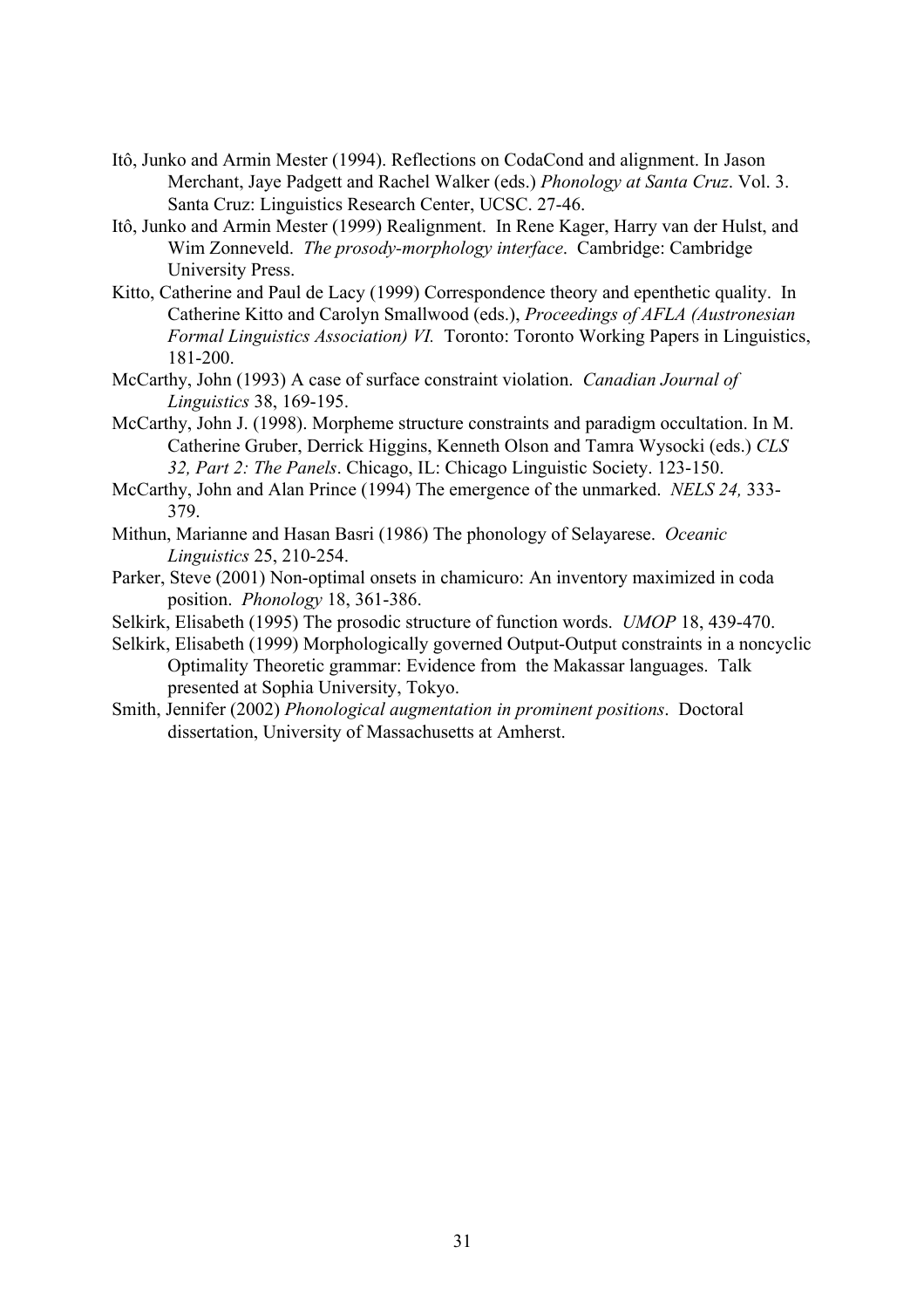Itô, Junko and Armin Mester (1994). Reflections on CodaCond and alignment. In Jason Merchant, Jaye Padgett and Rachel Walker (eds.) *Phonology at Santa Cruz*. Vol. 3. Santa Cruz: Linguistics Research Center, UCSC. 27-46.

Itô, Junko and Armin Mester (1999) Realignment. In Rene Kager, Harry van der Hulst, and Wim Zonneveld. *The prosody-morphology interface*. Cambridge: Cambridge University Press.

Kitto, Catherine and Paul de Lacy (1999) Correspondence theory and epenthetic quality. In Catherine Kitto and Carolyn Smallwood (eds.), *Proceedings of AFLA (Austronesian Formal Linguistics Association) VI.* Toronto: Toronto Working Papers in Linguistics, 181-200.

McCarthy, John (1993) A case of surface constraint violation. *Canadian Journal of Linguistics* 38, 169-195.

McCarthy, John J. (1998). Morpheme structure constraints and paradigm occultation. In M. Catherine Gruber, Derrick Higgins, Kenneth Olson and Tamra Wysocki (eds.) *CLS 32, Part 2: The Panels*. Chicago, IL: Chicago Linguistic Society. 123-150.

McCarthy, John and Alan Prince (1994) The emergence of the unmarked. *NELS 24,* 333-379.

Mithun, Marianne and Hasan Basri (1986) The phonology of Selayarese. *Oceanic Linguistics* 25, 210-254.

Parker, Steve (2001) Non-optimal onsets in chamicuro: An inventory maximized in coda position. *Phonology* 18, 361-386.

Selkirk, Elisabeth (1995) The prosodic structure of function words. *UMOP* 18, 439-470.

Selkirk, Elisabeth (1999) Morphologically governed Output-Output constraints in a noncyclic Optimality Theoretic grammar: Evidence from the Makassar languages. Talk presented at Sophia University, Tokyo.

Smith, Jennifer (2002) *Phonological augmentation in prominent positions*. Doctoral dissertation, University of Massachusetts at Amherst.